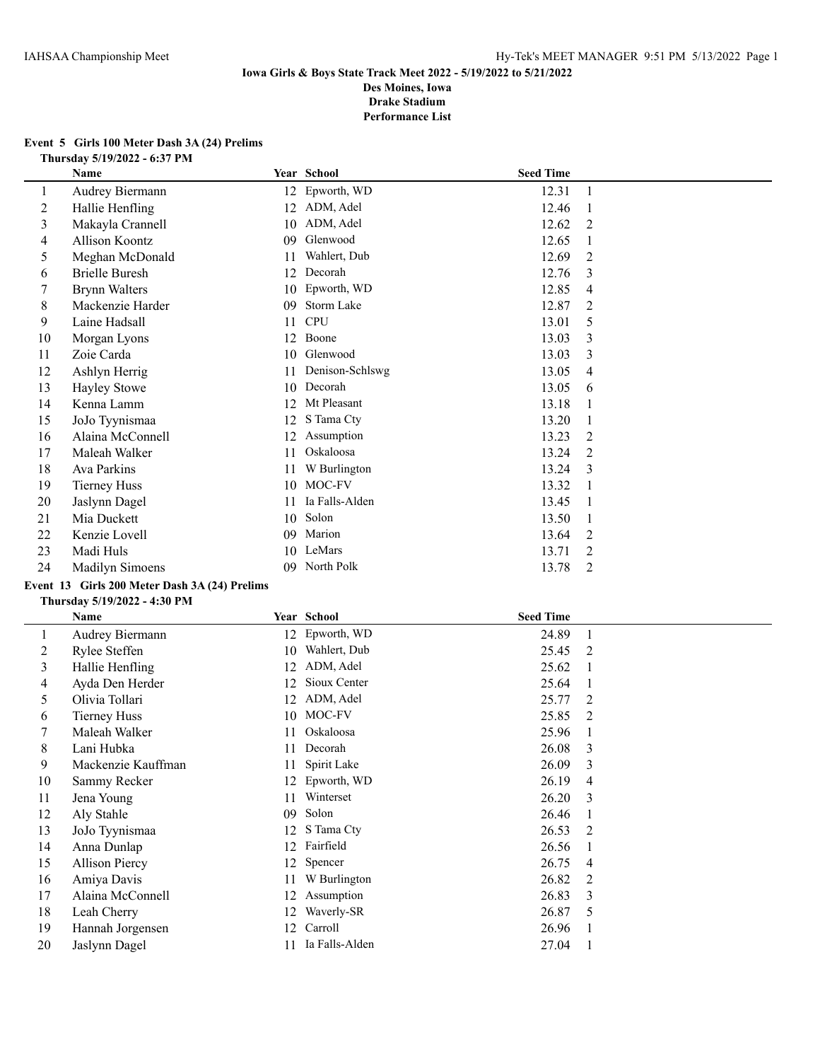**Iowa Girls & Boys State Track Meet 2022 - 5/19/2022 to 5/21/2022**
**Des Moines, Iowa**
**Drake Stadium**
**Performance List**

### Event 5 Girls 100 Meter Dash 3A (24) Prelims
**Thursday 5/19/2022 - 6:37 PM**

| | Name | Year | School | Seed Time | |
|---|---|---|---|---|---|
| 1 | Audrey Biermann | 12 | Epworth, WD | 12.31 | 1 |
| 2 | Hallie Henfling | 12 | ADM, Adel | 12.46 | 1 |
| 3 | Makayla Crannell | 10 | ADM, Adel | 12.62 | 2 |
| 4 | Allison Koontz | 09 | Glenwood | 12.65 | 1 |
| 5 | Meghan McDonald | 11 | Wahlert, Dub | 12.69 | 2 |
| 6 | Brielle Buresh | 12 | Decorah | 12.76 | 3 |
| 7 | Brynn Walters | 10 | Epworth, WD | 12.85 | 4 |
| 8 | Mackenzie Harder | 09 | Storm Lake | 12.87 | 2 |
| 9 | Laine Hadsall | 11 | CPU | 13.01 | 5 |
| 10 | Morgan Lyons | 12 | Boone | 13.03 | 3 |
| 11 | Zoie Carda | 10 | Glenwood | 13.03 | 3 |
| 12 | Ashlyn Herrig | 11 | Denison-Schlswg | 13.05 | 4 |
| 13 | Hayley Stowe | 10 | Decorah | 13.05 | 6 |
| 14 | Kenna Lamm | 12 | Mt Pleasant | 13.18 | 1 |
| 15 | JoJo Tyynismaa | 12 | S Tama Cty | 13.20 | 1 |
| 16 | Alaina McConnell | 12 | Assumption | 13.23 | 2 |
| 17 | Maleah Walker | 11 | Oskaloosa | 13.24 | 2 |
| 18 | Ava Parkins | 11 | W Burlington | 13.24 | 3 |
| 19 | Tierney Huss | 10 | MOC-FV | 13.32 | 1 |
| 20 | Jaslynn Dagel | 11 | Ia Falls-Alden | 13.45 | 1 |
| 21 | Mia Duckett | 10 | Solon | 13.50 | 1 |
| 22 | Kenzie Lovell | 09 | Marion | 13.64 | 2 |
| 23 | Madi Huls | 10 | LeMars | 13.71 | 2 |
| 24 | Madilyn Simoens | 09 | North Polk | 13.78 | 2 |

### Event 13 Girls 200 Meter Dash 3A (24) Prelims
**Thursday 5/19/2022 - 4:30 PM**

| | Name | Year | School | Seed Time | |
|---|---|---|---|---|---|
| 1 | Audrey Biermann | 12 | Epworth, WD | 24.89 | 1 |
| 2 | Rylee Steffen | 10 | Wahlert, Dub | 25.45 | 2 |
| 3 | Hallie Henfling | 12 | ADM, Adel | 25.62 | 1 |
| 4 | Ayda Den Herder | 12 | Sioux Center | 25.64 | 1 |
| 5 | Olivia Tollari | 12 | ADM, Adel | 25.77 | 2 |
| 6 | Tierney Huss | 10 | MOC-FV | 25.85 | 2 |
| 7 | Maleah Walker | 11 | Oskaloosa | 25.96 | 1 |
| 8 | Lani Hubka | 11 | Decorah | 26.08 | 3 |
| 9 | Mackenzie Kauffman | 11 | Spirit Lake | 26.09 | 3 |
| 10 | Sammy Recker | 12 | Epworth, WD | 26.19 | 4 |
| 11 | Jena Young | 11 | Winterset | 26.20 | 3 |
| 12 | Aly Stahle | 09 | Solon | 26.46 | 1 |
| 13 | JoJo Tyynismaa | 12 | S Tama Cty | 26.53 | 2 |
| 14 | Anna Dunlap | 12 | Fairfield | 26.56 | 1 |
| 15 | Allison Piercy | 12 | Spencer | 26.75 | 4 |
| 16 | Amiya Davis | 11 | W Burlington | 26.82 | 2 |
| 17 | Alaina McConnell | 12 | Assumption | 26.83 | 3 |
| 18 | Leah Cherry | 12 | Waverly-SR | 26.87 | 5 |
| 19 | Hannah Jorgensen | 12 | Carroll | 26.96 | 1 |
| 20 | Jaslynn Dagel | 11 | Ia Falls-Alden | 27.04 | 1 |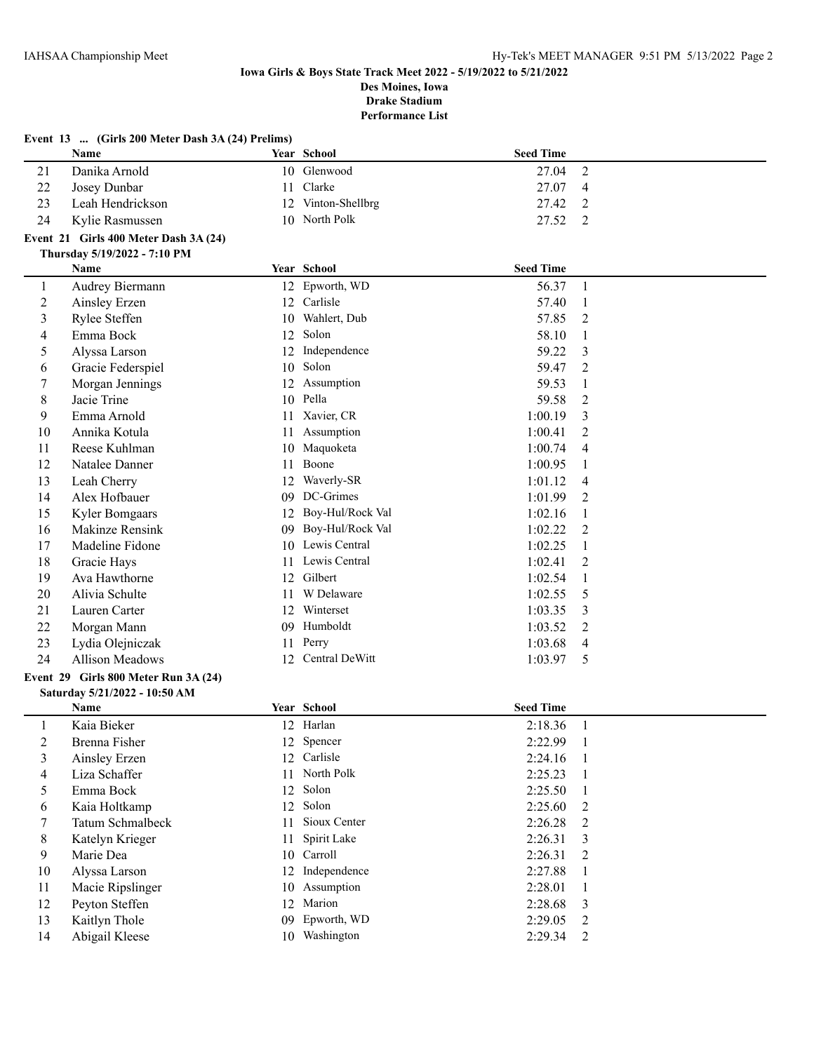**Iowa Girls & Boys State Track Meet 2022 - 5/19/2022 to 5/21/2022**
**Des Moines, Iowa**
**Drake Stadium**
**Performance List**

### Event 13 ... (Girls 200 Meter Dash 3A (24) Prelims)

| | Name | Year | School | Seed Time | |
|---|---|---|---|---|---|
| 21 | Danika Arnold | 10 | Glenwood | 27.04 | 2 |
| 22 | Josey Dunbar | 11 | Clarke | 27.07 | 4 |
| 23 | Leah Hendrickson | 12 | Vinton-Shellbrg | 27.42 | 2 |
| 24 | Kylie Rasmussen | 10 | North Polk | 27.52 | 2 |

### Event 21 Girls 400 Meter Dash 3A (24)

**Thursday 5/19/2022 - 7:10 PM**

| | Name | Year | School | Seed Time | |
|---|---|---|---|---|---|
| 1 | Audrey Biermann | 12 | Epworth, WD | 56.37 | 1 |
| 2 | Ainsley Erzen | 12 | Carlisle | 57.40 | 1 |
| 3 | Rylee Steffen | 10 | Wahlert, Dub | 57.85 | 2 |
| 4 | Emma Bock | 12 | Solon | 58.10 | 1 |
| 5 | Alyssa Larson | 12 | Independence | 59.22 | 3 |
| 6 | Gracie Federspiel | 10 | Solon | 59.47 | 2 |
| 7 | Morgan Jennings | 12 | Assumption | 59.53 | 1 |
| 8 | Jacie Trine | 10 | Pella | 59.58 | 2 |
| 9 | Emma Arnold | 11 | Xavier, CR | 1:00.19 | 3 |
| 10 | Annika Kotula | 11 | Assumption | 1:00.41 | 2 |
| 11 | Reese Kuhlman | 10 | Maquoketa | 1:00.74 | 4 |
| 12 | Natalee Danner | 11 | Boone | 1:00.95 | 1 |
| 13 | Leah Cherry | 12 | Waverly-SR | 1:01.12 | 4 |
| 14 | Alex Hofbauer | 09 | DC-Grimes | 1:01.99 | 2 |
| 15 | Kyler Bomgaars | 12 | Boy-Hul/Rock Val | 1:02.16 | 1 |
| 16 | Makinze Rensink | 09 | Boy-Hul/Rock Val | 1:02.22 | 2 |
| 17 | Madeline Fidone | 10 | Lewis Central | 1:02.25 | 1 |
| 18 | Gracie Hays | 11 | Lewis Central | 1:02.41 | 2 |
| 19 | Ava Hawthorne | 12 | Gilbert | 1:02.54 | 1 |
| 20 | Alivia Schulte | 11 | W Delaware | 1:02.55 | 5 |
| 21 | Lauren Carter | 12 | Winterset | 1:03.35 | 3 |
| 22 | Morgan Mann | 09 | Humboldt | 1:03.52 | 2 |
| 23 | Lydia Olejniczak | 11 | Perry | 1:03.68 | 4 |
| 24 | Allison Meadows | 12 | Central DeWitt | 1:03.97 | 5 |

### Event 29 Girls 800 Meter Run 3A (24)

**Saturday 5/21/2022 - 10:50 AM**

| | Name | Year | School | Seed Time | |
|---|---|---|---|---|---|
| 1 | Kaia Bieker | 12 | Harlan | 2:18.36 | 1 |
| 2 | Brenna Fisher | 12 | Spencer | 2:22.99 | 1 |
| 3 | Ainsley Erzen | 12 | Carlisle | 2:24.16 | 1 |
| 4 | Liza Schaffer | 11 | North Polk | 2:25.23 | 1 |
| 5 | Emma Bock | 12 | Solon | 2:25.50 | 1 |
| 6 | Kaia Holtkamp | 12 | Solon | 2:25.60 | 2 |
| 7 | Tatum Schmalbeck | 11 | Sioux Center | 2:26.28 | 2 |
| 8 | Katelyn Krieger | 11 | Spirit Lake | 2:26.31 | 3 |
| 9 | Marie Dea | 10 | Carroll | 2:26.31 | 2 |
| 10 | Alyssa Larson | 12 | Independence | 2:27.88 | 1 |
| 11 | Macie Ripslinger | 10 | Assumption | 2:28.01 | 1 |
| 12 | Peyton Steffen | 12 | Marion | 2:28.68 | 3 |
| 13 | Kaitlyn Thole | 09 | Epworth, WD | 2:29.05 | 2 |
| 14 | Abigail Kleese | 10 | Washington | 2:29.34 | 2 |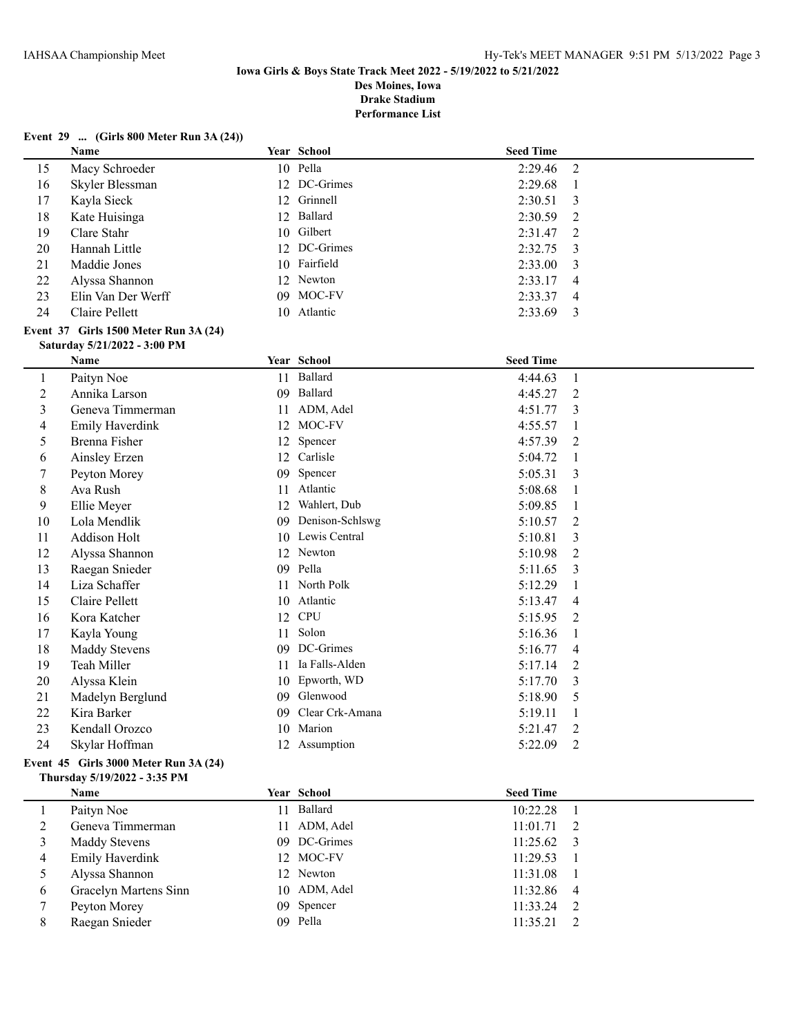**Iowa Girls & Boys State Track Meet 2022 - 5/19/2022 to 5/21/2022**
**Des Moines, Iowa**
**Drake Stadium**
**Performance List**

### Event 29 ... (Girls 800 Meter Run 3A (24))

| | Name | Year | School | Seed Time | |
|---|---|---|---|---|---|
| 15 | Macy Schroeder | 10 | Pella | 2:29.46 | 2 |
| 16 | Skyler Blessman | 12 | DC-Grimes | 2:29.68 | 1 |
| 17 | Kayla Sieck | 12 | Grinnell | 2:30.51 | 3 |
| 18 | Kate Huisinga | 12 | Ballard | 2:30.59 | 2 |
| 19 | Clare Stahr | 10 | Gilbert | 2:31.47 | 2 |
| 20 | Hannah Little | 12 | DC-Grimes | 2:32.75 | 3 |
| 21 | Maddie Jones | 10 | Fairfield | 2:33.00 | 3 |
| 22 | Alyssa Shannon | 12 | Newton | 2:33.17 | 4 |
| 23 | Elin Van Der Werff | 09 | MOC-FV | 2:33.37 | 4 |
| 24 | Claire Pellett | 10 | Atlantic | 2:33.69 | 3 |

### Event 37 Girls 1500 Meter Run 3A (24)

**Saturday 5/21/2022 - 3:00 PM**

| | Name | Year | School | Seed Time | |
|---|---|---|---|---|---|
| 1 | Paityn Noe | 11 | Ballard | 4:44.63 | 1 |
| 2 | Annika Larson | 09 | Ballard | 4:45.27 | 2 |
| 3 | Geneva Timmerman | 11 | ADM, Adel | 4:51.77 | 3 |
| 4 | Emily Haverdink | 12 | MOC-FV | 4:55.57 | 1 |
| 5 | Brenna Fisher | 12 | Spencer | 4:57.39 | 2 |
| 6 | Ainsley Erzen | 12 | Carlisle | 5:04.72 | 1 |
| 7 | Peyton Morey | 09 | Spencer | 5:05.31 | 3 |
| 8 | Ava Rush | 11 | Atlantic | 5:08.68 | 1 |
| 9 | Ellie Meyer | 12 | Wahlert, Dub | 5:09.85 | 1 |
| 10 | Lola Mendlik | 09 | Denison-Schlswg | 5:10.57 | 2 |
| 11 | Addison Holt | 10 | Lewis Central | 5:10.81 | 3 |
| 12 | Alyssa Shannon | 12 | Newton | 5:10.98 | 2 |
| 13 | Raegan Snieder | 09 | Pella | 5:11.65 | 3 |
| 14 | Liza Schaffer | 11 | North Polk | 5:12.29 | 1 |
| 15 | Claire Pellett | 10 | Atlantic | 5:13.47 | 4 |
| 16 | Kora Katcher | 12 | CPU | 5:15.95 | 2 |
| 17 | Kayla Young | 11 | Solon | 5:16.36 | 1 |
| 18 | Maddy Stevens | 09 | DC-Grimes | 5:16.77 | 4 |
| 19 | Teah Miller | 11 | Ia Falls-Alden | 5:17.14 | 2 |
| 20 | Alyssa Klein | 10 | Epworth, WD | 5:17.70 | 3 |
| 21 | Madelyn Berglund | 09 | Glenwood | 5:18.90 | 5 |
| 22 | Kira Barker | 09 | Clear Crk-Amana | 5:19.11 | 1 |
| 23 | Kendall Orozco | 10 | Marion | 5:21.47 | 2 |
| 24 | Skylar Hoffman | 12 | Assumption | 5:22.09 | 2 |

### Event 45 Girls 3000 Meter Run 3A (24)

**Thursday 5/19/2022 - 3:35 PM**

| | Name | Year | School | Seed Time | |
|---|---|---|---|---|---|
| 1 | Paityn Noe | 11 | Ballard | 10:22.28 | 1 |
| 2 | Geneva Timmerman | 11 | ADM, Adel | 11:01.71 | 2 |
| 3 | Maddy Stevens | 09 | DC-Grimes | 11:25.62 | 3 |
| 4 | Emily Haverdink | 12 | MOC-FV | 11:29.53 | 1 |
| 5 | Alyssa Shannon | 12 | Newton | 11:31.08 | 1 |
| 6 | Gracelyn Martens Sinn | 10 | ADM, Adel | 11:32.86 | 4 |
| 7 | Peyton Morey | 09 | Spencer | 11:33.24 | 2 |
| 8 | Raegan Snieder | 09 | Pella | 11:35.21 | 2 |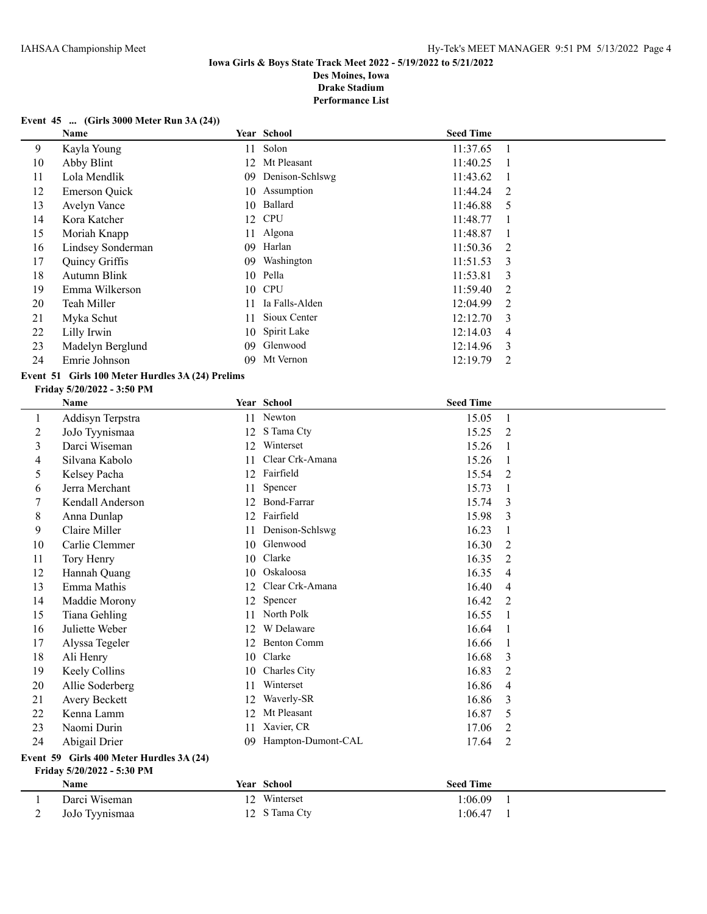**Iowa Girls & Boys State Track Meet 2022 - 5/19/2022 to 5/21/2022**
**Des Moines, Iowa**
**Drake Stadium**
**Performance List**

### Event 45 ... (Girls 3000 Meter Run 3A (24))

| | Name | Year | School | Seed Time | |
|---|---|---|---|---|---|
| 9 | Kayla Young | 11 | Solon | 11:37.65 | 1 |
| 10 | Abby Blint | 12 | Mt Pleasant | 11:40.25 | 1 |
| 11 | Lola Mendlik | 09 | Denison-Schlswg | 11:43.62 | 1 |
| 12 | Emerson Quick | 10 | Assumption | 11:44.24 | 2 |
| 13 | Avelyn Vance | 10 | Ballard | 11:46.88 | 5 |
| 14 | Kora Katcher | 12 | CPU | 11:48.77 | 1 |
| 15 | Moriah Knapp | 11 | Algona | 11:48.87 | 1 |
| 16 | Lindsey Sonderman | 09 | Harlan | 11:50.36 | 2 |
| 17 | Quincy Griffis | 09 | Washington | 11:51.53 | 3 |
| 18 | Autumn Blink | 10 | Pella | 11:53.81 | 3 |
| 19 | Emma Wilkerson | 10 | CPU | 11:59.40 | 2 |
| 20 | Teah Miller | 11 | Ia Falls-Alden | 12:04.99 | 2 |
| 21 | Myka Schut | 11 | Sioux Center | 12:12.70 | 3 |
| 22 | Lilly Irwin | 10 | Spirit Lake | 12:14.03 | 4 |
| 23 | Madelyn Berglund | 09 | Glenwood | 12:14.96 | 3 |
| 24 | Emrie Johnson | 09 | Mt Vernon | 12:19.79 | 2 |

### Event 51 Girls 100 Meter Hurdles 3A (24) Prelims

**Friday 5/20/2022 - 3:50 PM**

| | Name | Year | School | Seed Time | |
|---|---|---|---|---|---|
| 1 | Addisyn Terpstra | 11 | Newton | 15.05 | 1 |
| 2 | JoJo Tyynismaa | 12 | S Tama Cty | 15.25 | 2 |
| 3 | Darci Wiseman | 12 | Winterset | 15.26 | 1 |
| 4 | Silvana Kabolo | 11 | Clear Crk-Amana | 15.26 | 1 |
| 5 | Kelsey Pacha | 12 | Fairfield | 15.54 | 2 |
| 6 | Jerra Merchant | 11 | Spencer | 15.73 | 1 |
| 7 | Kendall Anderson | 12 | Bond-Farrar | 15.74 | 3 |
| 8 | Anna Dunlap | 12 | Fairfield | 15.98 | 3 |
| 9 | Claire Miller | 11 | Denison-Schlswg | 16.23 | 1 |
| 10 | Carlie Clemmer | 10 | Glenwood | 16.30 | 2 |
| 11 | Tory Henry | 10 | Clarke | 16.35 | 2 |
| 12 | Hannah Quang | 10 | Oskaloosa | 16.35 | 4 |
| 13 | Emma Mathis | 12 | Clear Crk-Amana | 16.40 | 4 |
| 14 | Maddie Morony | 12 | Spencer | 16.42 | 2 |
| 15 | Tiana Gehling | 11 | North Polk | 16.55 | 1 |
| 16 | Juliette Weber | 12 | W Delaware | 16.64 | 1 |
| 17 | Alyssa Tegeler | 12 | Benton Comm | 16.66 | 1 |
| 18 | Ali Henry | 10 | Clarke | 16.68 | 3 |
| 19 | Keely Collins | 10 | Charles City | 16.83 | 2 |
| 20 | Allie Soderberg | 11 | Winterset | 16.86 | 4 |
| 21 | Avery Beckett | 12 | Waverly-SR | 16.86 | 3 |
| 22 | Kenna Lamm | 12 | Mt Pleasant | 16.87 | 5 |
| 23 | Naomi Durin | 11 | Xavier, CR | 17.06 | 2 |
| 24 | Abigail Drier | 09 | Hampton-Dumont-CAL | 17.64 | 2 |

### Event 59 Girls 400 Meter Hurdles 3A (24)

**Friday 5/20/2022 - 5:30 PM**

| | Name | Year | School | Seed Time | |
|---|---|---|---|---|---|
| 1 | Darci Wiseman | 12 | Winterset | 1:06.09 | 1 |
| 2 | JoJo Tyynismaa | 12 | S Tama Cty | 1:06.47 | 1 |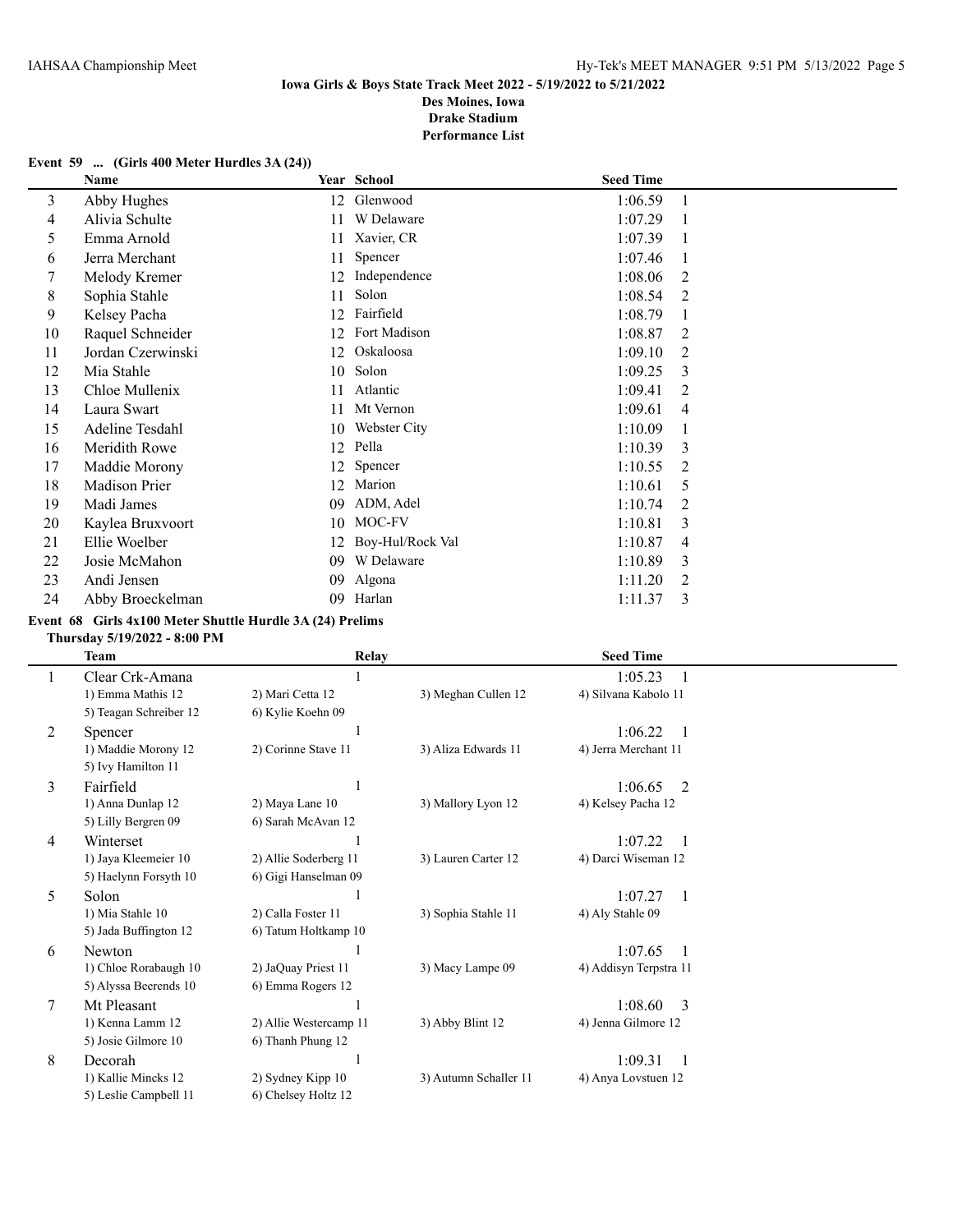### Iowa Girls & Boys State Track Meet 2022 - 5/19/2022 to 5/21/2022

**Des Moines, Iowa**
**Drake Stadium**
**Performance List**

#### Event 59 ... (Girls 400 Meter Hurdles 3A (24))

| | Name | Year | School | Seed Time | |
|---|---|---|---|---|---|
| 3 | Abby Hughes | 12 | Glenwood | 1:06.59 | 1 |
| 4 | Alivia Schulte | 11 | W Delaware | 1:07.29 | 1 |
| 5 | Emma Arnold | 11 | Xavier, CR | 1:07.39 | 1 |
| 6 | Jerra Merchant | 11 | Spencer | 1:07.46 | 1 |
| 7 | Melody Kremer | 12 | Independence | 1:08.06 | 2 |
| 8 | Sophia Stahle | 11 | Solon | 1:08.54 | 2 |
| 9 | Kelsey Pacha | 12 | Fairfield | 1:08.79 | 1 |
| 10 | Raquel Schneider | 12 | Fort Madison | 1:08.87 | 2 |
| 11 | Jordan Czerwinski | 12 | Oskaloosa | 1:09.10 | 2 |
| 12 | Mia Stahle | 10 | Solon | 1:09.25 | 3 |
| 13 | Chloe Mullenix | 11 | Atlantic | 1:09.41 | 2 |
| 14 | Laura Swart | 11 | Mt Vernon | 1:09.61 | 4 |
| 15 | Adeline Tesdahl | 10 | Webster City | 1:10.09 | 1 |
| 16 | Meridith Rowe | 12 | Pella | 1:10.39 | 3 |
| 17 | Maddie Morony | 12 | Spencer | 1:10.55 | 2 |
| 18 | Madison Prier | 12 | Marion | 1:10.61 | 5 |
| 19 | Madi James | 09 | ADM, Adel | 1:10.74 | 2 |
| 20 | Kaylea Bruxvoort | 10 | MOC-FV | 1:10.81 | 3 |
| 21 | Ellie Woelber | 12 | Boy-Hul/Rock Val | 1:10.87 | 4 |
| 22 | Josie McMahon | 09 | W Delaware | 1:10.89 | 3 |
| 23 | Andi Jensen | 09 | Algona | 1:11.20 | 2 |
| 24 | Abby Broeckelman | 09 | Harlan | 1:11.37 | 3 |

#### Event 68 Girls 4x100 Meter Shuttle Hurdle 3A (24) Prelims

**Thursday 5/19/2022 - 8:00 PM**

| | Team | Relay | | Seed Time | |
|---|---|---|---|---|---|
| 1 | Clear Crk-Amana | 1 | | 1:05.23 | 1 |
| | 1) Emma Mathis 12 | 2) Mari Cetta 12 | 3) Meghan Cullen 12 | 4) Silvana Kabolo 11 | |
| | 5) Teagan Schreiber 12 | 6) Kylie Koehn 09 | | | |
| 2 | Spencer | 1 | | 1:06.22 | 1 |
| | 1) Maddie Morony 12 | 2) Corinne Stave 11 | 3) Aliza Edwards 11 | 4) Jerra Merchant 11 | |
| | 5) Ivy Hamilton 11 | | | | |
| 3 | Fairfield | 1 | | 1:06.65 | 2 |
| | 1) Anna Dunlap 12 | 2) Maya Lane 10 | 3) Mallory Lyon 12 | 4) Kelsey Pacha 12 | |
| | 5) Lilly Bergren 09 | 6) Sarah McAvan 12 | | | |
| 4 | Winterset | 1 | | 1:07.22 | 1 |
| | 1) Jaya Kleemeier 10 | 2) Allie Soderberg 11 | 3) Lauren Carter 12 | 4) Darci Wiseman 12 | |
| | 5) Haelynn Forsyth 10 | 6) Gigi Hanselman 09 | | | |
| 5 | Solon | 1 | | 1:07.27 | 1 |
| | 1) Mia Stahle 10 | 2) Calla Foster 11 | 3) Sophia Stahle 11 | 4) Aly Stahle 09 | |
| | 5) Jada Buffington 12 | 6) Tatum Holtkamp 10 | | | |
| 6 | Newton | 1 | | 1:07.65 | 1 |
| | 1) Chloe Rorabaugh 10 | 2) JaQuay Priest 11 | 3) Macy Lampe 09 | 4) Addisyn Terpstra 11 | |
| | 5) Alyssa Beerends 10 | 6) Emma Rogers 12 | | | |
| 7 | Mt Pleasant | 1 | | 1:08.60 | 3 |
| | 1) Kenna Lamm 12 | 2) Allie Westercamp 11 | 3) Abby Blint 12 | 4) Jenna Gilmore 12 | |
| | 5) Josie Gilmore 10 | 6) Thanh Phung 12 | | | |
| 8 | Decorah | 1 | | 1:09.31 | 1 |
| | 1) Kallie Mincks 12 | 2) Sydney Kipp 10 | 3) Autumn Schaller 11 | 4) Anya Lovstuen 12 | |
| | 5) Leslie Campbell 11 | 6) Chelsey Holtz 12 | | | |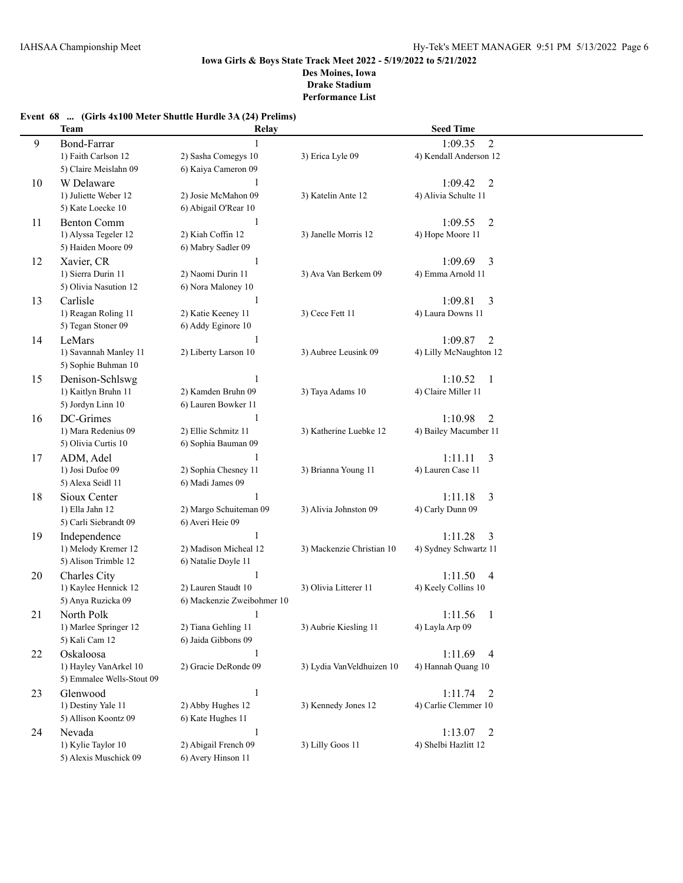**Iowa Girls & Boys State Track Meet 2022 - 5/19/2022 to 5/21/2022**
**Des Moines, Iowa**
**Drake Stadium**
**Performance List**

### Event 68 ... (Girls 4x100 Meter Shuttle Hurdle 3A (24) Prelims)

| | Team | Relay | | Seed Time |
|---|---|---|---|---|
| 9 | Bond-Farrar | 1 | | 1:09.35 2 |
| | 1) Faith Carlson 12 | 2) Sasha Comegys 10 | 3) Erica Lyle 09 | 4) Kendall Anderson 12 |
| | 5) Claire Meislahn 09 | 6) Kaiya Cameron 09 | | |
| 10 | W Delaware | 1 | | 1:09.42 2 |
| | 1) Juliette Weber 12 | 2) Josie McMahon 09 | 3) Katelin Ante 12 | 4) Alivia Schulte 11 |
| | 5) Kate Loecke 10 | 6) Abigail O'Rear 10 | | |
| 11 | Benton Comm | 1 | | 1:09.55 2 |
| | 1) Alyssa Tegeler 12 | 2) Kiah Coffin 12 | 3) Janelle Morris 12 | 4) Hope Moore 11 |
| | 5) Haiden Moore 09 | 6) Mabry Sadler 09 | | |
| 12 | Xavier, CR | 1 | | 1:09.69 3 |
| | 1) Sierra Durin 11 | 2) Naomi Durin 11 | 3) Ava Van Berkem 09 | 4) Emma Arnold 11 |
| | 5) Olivia Nasution 12 | 6) Nora Maloney 10 | | |
| 13 | Carlisle | 1 | | 1:09.81 3 |
| | 1) Reagan Roling 11 | 2) Katie Keeney 11 | 3) Cece Fett 11 | 4) Laura Downs 11 |
| | 5) Tegan Stoner 09 | 6) Addy Eginore 10 | | |
| 14 | LeMars | 1 | | 1:09.87 2 |
| | 1) Savannah Manley 11 | 2) Liberty Larson 10 | 3) Aubree Leusink 09 | 4) Lilly McNaughton 12 |
| | 5) Sophie Buhman 10 | | | |
| 15 | Denison-Schlswg | 1 | | 1:10.52 1 |
| | 1) Kaitlyn Bruhn 11 | 2) Kamden Bruhn 09 | 3) Taya Adams 10 | 4) Claire Miller 11 |
| | 5) Jordyn Linn 10 | 6) Lauren Bowker 11 | | |
| 16 | DC-Grimes | 1 | | 1:10.98 2 |
| | 1) Mara Redenius 09 | 2) Ellie Schmitz 11 | 3) Katherine Luebke 12 | 4) Bailey Macumber 11 |
| | 5) Olivia Curtis 10 | 6) Sophia Bauman 09 | | |
| 17 | ADM, Adel | 1 | | 1:11.11 3 |
| | 1) Josi Dufoe 09 | 2) Sophia Chesney 11 | 3) Brianna Young 11 | 4) Lauren Case 11 |
| | 5) Alexa Seidl 11 | 6) Madi James 09 | | |
| 18 | Sioux Center | 1 | | 1:11.18 3 |
| | 1) Ella Jahn 12 | 2) Margo Schuiteman 09 | 3) Alivia Johnston 09 | 4) Carly Dunn 09 |
| | 5) Carli Siebrandt 09 | 6) Averi Heie 09 | | |
| 19 | Independence | 1 | | 1:11.28 3 |
| | 1) Melody Kremer 12 | 2) Madison Micheal 12 | 3) Mackenzie Christian 10 | 4) Sydney Schwartz 11 |
| | 5) Alison Trimble 12 | 6) Natalie Doyle 11 | | |
| 20 | Charles City | 1 | | 1:11.50 4 |
| | 1) Kaylee Hennick 12 | 2) Lauren Staudt 10 | 3) Olivia Litterer 11 | 4) Keely Collins 10 |
| | 5) Anya Ruzicka 09 | 6) Mackenzie Zweibohmer 10 | | |
| 21 | North Polk | 1 | | 1:11.56 1 |
| | 1) Marlee Springer 12 | 2) Tiana Gehling 11 | 3) Aubrie Kiesling 11 | 4) Layla Arp 09 |
| | 5) Kali Cam 12 | 6) Jaida Gibbons 09 | | |
| 22 | Oskaloosa | 1 | | 1:11.69 4 |
| | 1) Hayley VanArkel 10 | 2) Gracie DeRonde 09 | 3) Lydia VanVeldhuizen 10 | 4) Hannah Quang 10 |
| | 5) Emmalee Wells-Stout 09 | | | |
| 23 | Glenwood | 1 | | 1:11.74 2 |
| | 1) Destiny Yale 11 | 2) Abby Hughes 12 | 3) Kennedy Jones 12 | 4) Carlie Clemmer 10 |
| | 5) Allison Koontz 09 | 6) Kate Hughes 11 | | |
| 24 | Nevada | 1 | | 1:13.07 2 |
| | 1) Kylie Taylor 10 | 2) Abigail French 09 | 3) Lilly Goos 11 | 4) Shelbi Hazlitt 12 |
| | 5) Alexis Muschick 09 | 6) Avery Hinson 11 | | |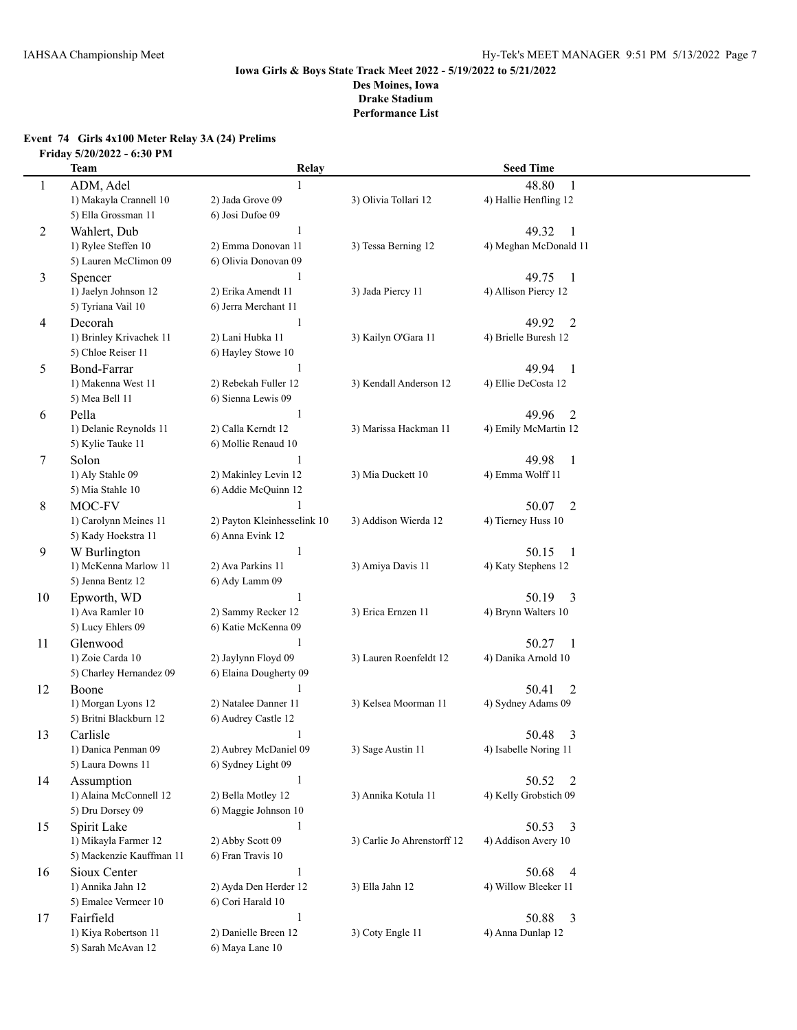**Iowa Girls & Boys State Track Meet 2022 - 5/19/2022 to 5/21/2022**
**Des Moines, Iowa**
**Drake Stadium**
**Performance List**

### Event 74 Girls 4x100 Meter Relay 3A (24) Prelims

**Friday 5/20/2022 - 6:30 PM**

| | Team | Relay | | Seed Time |
|---|---|---|---|---|
| 1 | ADM, Adel | 1 | | 48.80 1 |
| | 1) Makayla Crannell 10 | 2) Jada Grove 09 | 3) Olivia Tollari 12 | 4) Hallie Henfling 12 |
| | 5) Ella Grossman 11 | 6) Josi Dufoe 09 | | |
| 2 | Wahlert, Dub | 1 | | 49.32 1 |
| | 1) Rylee Steffen 10 | 2) Emma Donovan 11 | 3) Tessa Berning 12 | 4) Meghan McDonald 11 |
| | 5) Lauren McClimon 09 | 6) Olivia Donovan 09 | | |
| 3 | Spencer | 1 | | 49.75 1 |
| | 1) Jaelyn Johnson 12 | 2) Erika Amendt 11 | 3) Jada Piercy 11 | 4) Allison Piercy 12 |
| | 5) Tyriana Vail 10 | 6) Jerra Merchant 11 | | |
| 4 | Decorah | 1 | | 49.92 2 |
| | 1) Brinley Krivachek 11 | 2) Lani Hubka 11 | 3) Kailyn O'Gara 11 | 4) Brielle Buresh 12 |
| | 5) Chloe Reiser 11 | 6) Hayley Stowe 10 | | |
| 5 | Bond-Farrar | 1 | | 49.94 1 |
| | 1) Makenna West 11 | 2) Rebekah Fuller 12 | 3) Kendall Anderson 12 | 4) Ellie DeCosta 12 |
| | 5) Mea Bell 11 | 6) Sienna Lewis 09 | | |
| 6 | Pella | 1 | | 49.96 2 |
| | 1) Delanie Reynolds 11 | 2) Calla Kerndt 12 | 3) Marissa Hackman 11 | 4) Emily McMartin 12 |
| | 5) Kylie Tauke 11 | 6) Mollie Renaud 10 | | |
| 7 | Solon | 1 | | 49.98 1 |
| | 1) Aly Stahle 09 | 2) Makinley Levin 12 | 3) Mia Duckett 10 | 4) Emma Wolff 11 |
| | 5) Mia Stahle 10 | 6) Addie McQuinn 12 | | |
| 8 | MOC-FV | 1 | | 50.07 2 |
| | 1) Carolynn Meines 11 | 2) Payton Kleinhesselink 10 | 3) Addison Wierda 12 | 4) Tierney Huss 10 |
| | 5) Kady Hoekstra 11 | 6) Anna Evink 12 | | |
| 9 | W Burlington | 1 | | 50.15 1 |
| | 1) McKenna Marlow 11 | 2) Ava Parkins 11 | 3) Amiya Davis 11 | 4) Katy Stephens 12 |
| | 5) Jenna Bentz 12 | 6) Ady Lamm 09 | | |
| 10 | Epworth, WD | 1 | | 50.19 3 |
| | 1) Ava Ramler 10 | 2) Sammy Recker 12 | 3) Erica Ernzen 11 | 4) Brynn Walters 10 |
| | 5) Lucy Ehlers 09 | 6) Katie McKenna 09 | | |
| 11 | Glenwood | 1 | | 50.27 1 |
| | 1) Zoie Carda 10 | 2) Jaylynn Floyd 09 | 3) Lauren Roenfeldt 12 | 4) Danika Arnold 10 |
| | 5) Charley Hernandez 09 | 6) Elaina Dougherty 09 | | |
| 12 | Boone | 1 | | 50.41 2 |
| | 1) Morgan Lyons 12 | 2) Natalee Danner 11 | 3) Kelsea Moorman 11 | 4) Sydney Adams 09 |
| | 5) Britni Blackburn 12 | 6) Audrey Castle 12 | | |
| 13 | Carlisle | 1 | | 50.48 3 |
| | 1) Danica Penman 09 | 2) Aubrey McDaniel 09 | 3) Sage Austin 11 | 4) Isabelle Noring 11 |
| | 5) Laura Downs 11 | 6) Sydney Light 09 | | |
| 14 | Assumption | 1 | | 50.52 2 |
| | 1) Alaina McConnell 12 | 2) Bella Motley 12 | 3) Annika Kotula 11 | 4) Kelly Grobstich 09 |
| | 5) Dru Dorsey 09 | 6) Maggie Johnson 10 | | |
| 15 | Spirit Lake | 1 | | 50.53 3 |
| | 1) Mikayla Farmer 12 | 2) Abby Scott 09 | 3) Carlie Jo Ahrenstorff 12 | 4) Addison Avery 10 |
| | 5) Mackenzie Kauffman 11 | 6) Fran Travis 10 | | |
| 16 | Sioux Center | 1 | | 50.68 4 |
| | 1) Annika Jahn 12 | 2) Ayda Den Herder 12 | 3) Ella Jahn 12 | 4) Willow Bleeker 11 |
| | 5) Emalee Vermeer 10 | 6) Cori Harald 10 | | |
| 17 | Fairfield | 1 | | 50.88 3 |
| | 1) Kiya Robertson 11 | 2) Danielle Breen 12 | 3) Coty Engle 11 | 4) Anna Dunlap 12 |
| | 5) Sarah McAvan 12 | 6) Maya Lane 10 | | |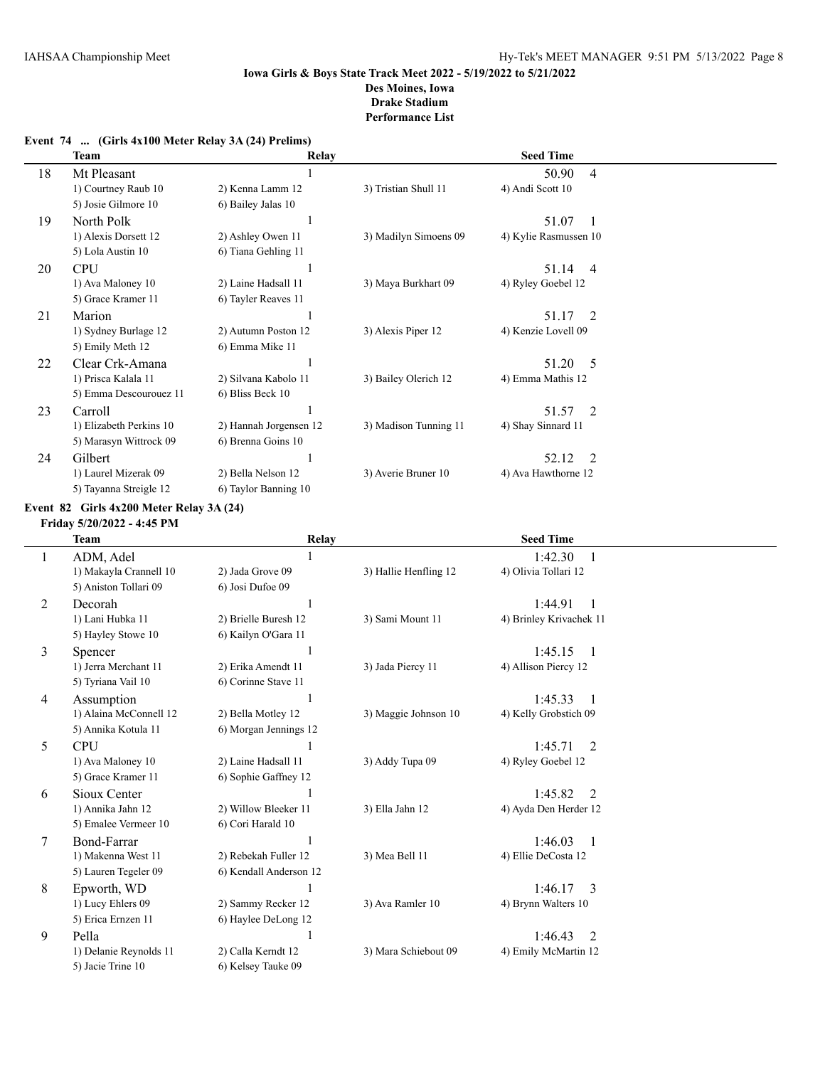**Iowa Girls & Boys State Track Meet 2022 - 5/19/2022 to 5/21/2022**
**Des Moines, Iowa**
**Drake Stadium**
**Performance List**

### Event 74 ... (Girls 4x100 Meter Relay 3A (24) Prelims)

| | Team | Relay | | Seed Time |
|---|---|---|---|---|
| 18 | Mt Pleasant | 1 | | 50.90 4 |
| | 1) Courtney Raub 10 | 2) Kenna Lamm 12 | 3) Tristian Shull 11 | 4) Andi Scott 10 |
| | 5) Josie Gilmore 10 | 6) Bailey Jalas 10 | | |
| 19 | North Polk | 1 | | 51.07 1 |
| | 1) Alexis Dorsett 12 | 2) Ashley Owen 11 | 3) Madilyn Simoens 09 | 4) Kylie Rasmussen 10 |
| | 5) Lola Austin 10 | 6) Tiana Gehling 11 | | |
| 20 | CPU | 1 | | 51.14 4 |
| | 1) Ava Maloney 10 | 2) Laine Hadsall 11 | 3) Maya Burkhart 09 | 4) Ryley Goebel 12 |
| | 5) Grace Kramer 11 | 6) Tayler Reaves 11 | | |
| 21 | Marion | 1 | | 51.17 2 |
| | 1) Sydney Burlage 12 | 2) Autumn Poston 12 | 3) Alexis Piper 12 | 4) Kenzie Lovell 09 |
| | 5) Emily Meth 12 | 6) Emma Mike 11 | | |
| 22 | Clear Crk-Amana | 1 | | 51.20 5 |
| | 1) Prisca Kalala 11 | 2) Silvana Kabolo 11 | 3) Bailey Olerich 12 | 4) Emma Mathis 12 |
| | 5) Emma Descourouez 11 | 6) Bliss Beck 10 | | |
| 23 | Carroll | 1 | | 51.57 2 |
| | 1) Elizabeth Perkins 10 | 2) Hannah Jorgensen 12 | 3) Madison Tunning 11 | 4) Shay Sinnard 11 |
| | 5) Marasyn Wittrock 09 | 6) Brenna Goins 10 | | |
| 24 | Gilbert | 1 | | 52.12 2 |
| | 1) Laurel Mizerak 09 | 2) Bella Nelson 12 | 3) Averie Bruner 10 | 4) Ava Hawthorne 12 |
| | 5) Tayanna Streigle 12 | 6) Taylor Banning 10 | | |

### Event 82 Girls 4x200 Meter Relay 3A (24)

**Friday 5/20/2022 - 4:45 PM**

| | Team | Relay | | Seed Time |
|---|---|---|---|---|
| 1 | ADM, Adel | 1 | | 1:42.30 1 |
| | 1) Makayla Crannell 10 | 2) Jada Grove 09 | 3) Hallie Henfling 12 | 4) Olivia Tollari 12 |
| | 5) Aniston Tollari 09 | 6) Josi Dufoe 09 | | |
| 2 | Decorah | 1 | | 1:44.91 1 |
| | 1) Lani Hubka 11 | 2) Brielle Buresh 12 | 3) Sami Mount 11 | 4) Brinley Krivachek 11 |
| | 5) Hayley Stowe 10 | 6) Kailyn O'Gara 11 | | |
| 3 | Spencer | 1 | | 1:45.15 1 |
| | 1) Jerra Merchant 11 | 2) Erika Amendt 11 | 3) Jada Piercy 11 | 4) Allison Piercy 12 |
| | 5) Tyriana Vail 10 | 6) Corinne Stave 11 | | |
| 4 | Assumption | 1 | | 1:45.33 1 |
| | 1) Alaina McConnell 12 | 2) Bella Motley 12 | 3) Maggie Johnson 10 | 4) Kelly Grobstich 09 |
| | 5) Annika Kotula 11 | 6) Morgan Jennings 12 | | |
| 5 | CPU | 1 | | 1:45.71 2 |
| | 1) Ava Maloney 10 | 2) Laine Hadsall 11 | 3) Addy Tupa 09 | 4) Ryley Goebel 12 |
| | 5) Grace Kramer 11 | 6) Sophie Gaffney 12 | | |
| 6 | Sioux Center | 1 | | 1:45.82 2 |
| | 1) Annika Jahn 12 | 2) Willow Bleeker 11 | 3) Ella Jahn 12 | 4) Ayda Den Herder 12 |
| | 5) Emalee Vermeer 10 | 6) Cori Harald 10 | | |
| 7 | Bond-Farrar | 1 | | 1:46.03 1 |
| | 1) Makenna West 11 | 2) Rebekah Fuller 12 | 3) Mea Bell 11 | 4) Ellie DeCosta 12 |
| | 5) Lauren Tegeler 09 | 6) Kendall Anderson 12 | | |
| 8 | Epworth, WD | 1 | | 1:46.17 3 |
| | 1) Lucy Ehlers 09 | 2) Sammy Recker 12 | 3) Ava Ramler 10 | 4) Brynn Walters 10 |
| | 5) Erica Ernzen 11 | 6) Haylee DeLong 12 | | |
| 9 | Pella | 1 | | 1:46.43 2 |
| | 1) Delanie Reynolds 11 | 2) Calla Kerndt 12 | 3) Mara Schiebout 09 | 4) Emily McMartin 12 |
| | 5) Jacie Trine 10 | 6) Kelsey Tauke 09 | | |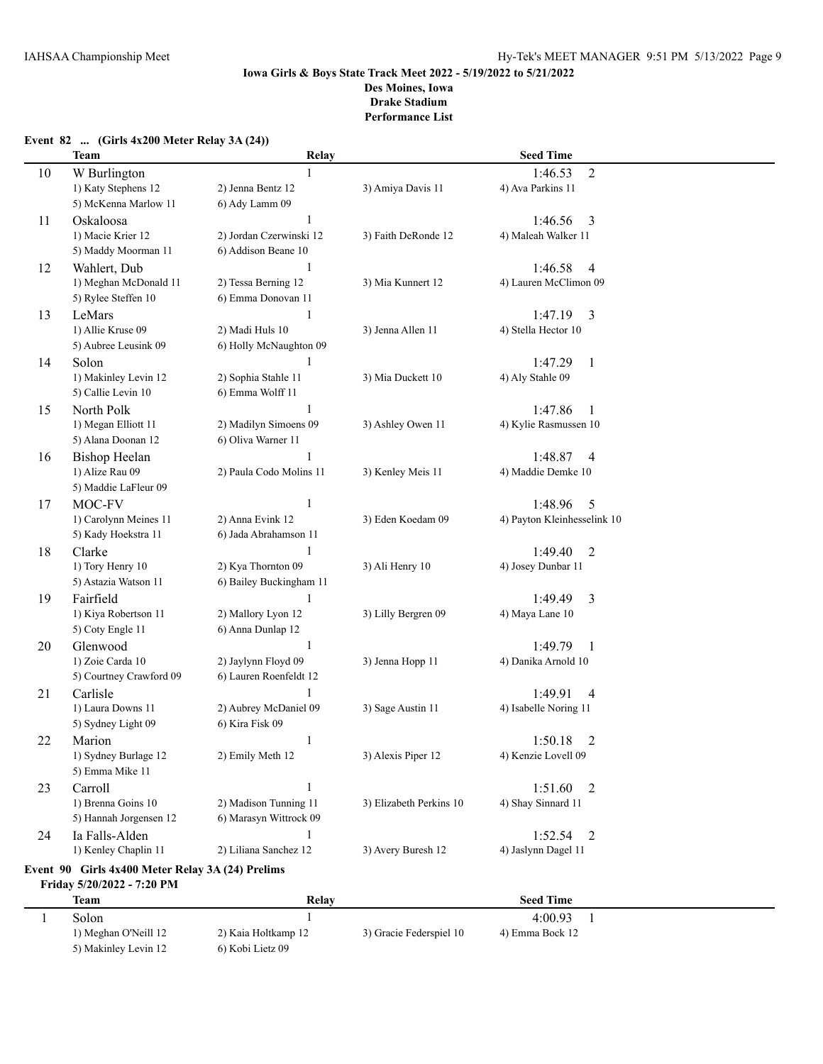**Iowa Girls & Boys State Track Meet 2022 - 5/19/2022 to 5/21/2022**
**Des Moines, Iowa**
**Drake Stadium**
**Performance List**

**Event 82 ... (Girls 4x200 Meter Relay 3A (24))**

| | Team | Relay | | Seed Time |
|---|---|---|---|---|
| 10 | W Burlington | 1 | | 1:46.53 2 |
| | 1) Katy Stephens 12 | 2) Jenna Bentz 12 | 3) Amiya Davis 11 | 4) Ava Parkins 11 |
| | 5) McKenna Marlow 11 | 6) Ady Lamm 09 | | |
| 11 | Oskaloosa | 1 | | 1:46.56 3 |
| | 1) Macie Krier 12 | 2) Jordan Czerwinski 12 | 3) Faith DeRonde 12 | 4) Maleah Walker 11 |
| | 5) Maddy Moorman 11 | 6) Addison Beane 10 | | |
| 12 | Wahlert, Dub | 1 | | 1:46.58 4 |
| | 1) Meghan McDonald 11 | 2) Tessa Berning 12 | 3) Mia Kunnert 12 | 4) Lauren McClimon 09 |
| | 5) Rylee Steffen 10 | 6) Emma Donovan 11 | | |
| 13 | LeMars | 1 | | 1:47.19 3 |
| | 1) Allie Kruse 09 | 2) Madi Huls 10 | 3) Jenna Allen 11 | 4) Stella Hector 10 |
| | 5) Aubree Leusink 09 | 6) Holly McNaughton 09 | | |
| 14 | Solon | 1 | | 1:47.29 1 |
| | 1) Makinley Levin 12 | 2) Sophia Stahle 11 | 3) Mia Duckett 10 | 4) Aly Stahle 09 |
| | 5) Callie Levin 10 | 6) Emma Wolff 11 | | |
| 15 | North Polk | 1 | | 1:47.86 1 |
| | 1) Megan Elliott 11 | 2) Madilyn Simoens 09 | 3) Ashley Owen 11 | 4) Kylie Rasmussen 10 |
| | 5) Alana Doonan 12 | 6) Oliva Warner 11 | | |
| 16 | Bishop Heelan | 1 | | 1:48.87 4 |
| | 1) Alize Rau 09 | 2) Paula Codo Molins 11 | 3) Kenley Meis 11 | 4) Maddie Demke 10 |
| | 5) Maddie LaFleur 09 | | | |
| 17 | MOC-FV | 1 | | 1:48.96 5 |
| | 1) Carolynn Meines 11 | 2) Anna Evink 12 | 3) Eden Koedam 09 | 4) Payton Kleinhesselink 10 |
| | 5) Kady Hoekstra 11 | 6) Jada Abrahamson 11 | | |
| 18 | Clarke | 1 | | 1:49.40 2 |
| | 1) Tory Henry 10 | 2) Kya Thornton 09 | 3) Ali Henry 10 | 4) Josey Dunbar 11 |
| | 5) Astazia Watson 11 | 6) Bailey Buckingham 11 | | |
| 19 | Fairfield | 1 | | 1:49.49 3 |
| | 1) Kiya Robertson 11 | 2) Mallory Lyon 12 | 3) Lilly Bergren 09 | 4) Maya Lane 10 |
| | 5) Coty Engle 11 | 6) Anna Dunlap 12 | | |
| 20 | Glenwood | 1 | | 1:49.79 1 |
| | 1) Zoie Carda 10 | 2) Jaylynn Floyd 09 | 3) Jenna Hopp 11 | 4) Danika Arnold 10 |
| | 5) Courtney Crawford 09 | 6) Lauren Roenfeldt 12 | | |
| 21 | Carlisle | 1 | | 1:49.91 4 |
| | 1) Laura Downs 11 | 2) Aubrey McDaniel 09 | 3) Sage Austin 11 | 4) Isabelle Noring 11 |
| | 5) Sydney Light 09 | 6) Kira Fisk 09 | | |
| 22 | Marion | 1 | | 1:50.18 2 |
| | 1) Sydney Burlage 12 | 2) Emily Meth 12 | 3) Alexis Piper 12 | 4) Kenzie Lovell 09 |
| | 5) Emma Mike 11 | | | |
| 23 | Carroll | 1 | | 1:51.60 2 |
| | 1) Brenna Goins 10 | 2) Madison Tunning 11 | 3) Elizabeth Perkins 10 | 4) Shay Sinnard 11 |
| | 5) Hannah Jorgensen 12 | 6) Marasyn Wittrock 09 | | |
| 24 | Ia Falls-Alden | 1 | | 1:52.54 2 |
| | 1) Kenley Chaplin 11 | 2) Liliana Sanchez 12 | 3) Avery Buresh 12 | 4) Jaslynn Dagel 11 |

**Event 90 Girls 4x400 Meter Relay 3A (24) Prelims**

**Friday 5/20/2022 - 7:20 PM**

| | Team | Relay | | Seed Time |
|---|---|---|---|---|
| 1 | Solon | 1 | | 4:00.93 1 |
| | 1) Meghan O'Neill 12 | 2) Kaia Holtkamp 12 | 3) Gracie Federspiel 10 | 4) Emma Bock 12 |
| | 5) Makinley Levin 12 | 6) Kobi Lietz 09 | | |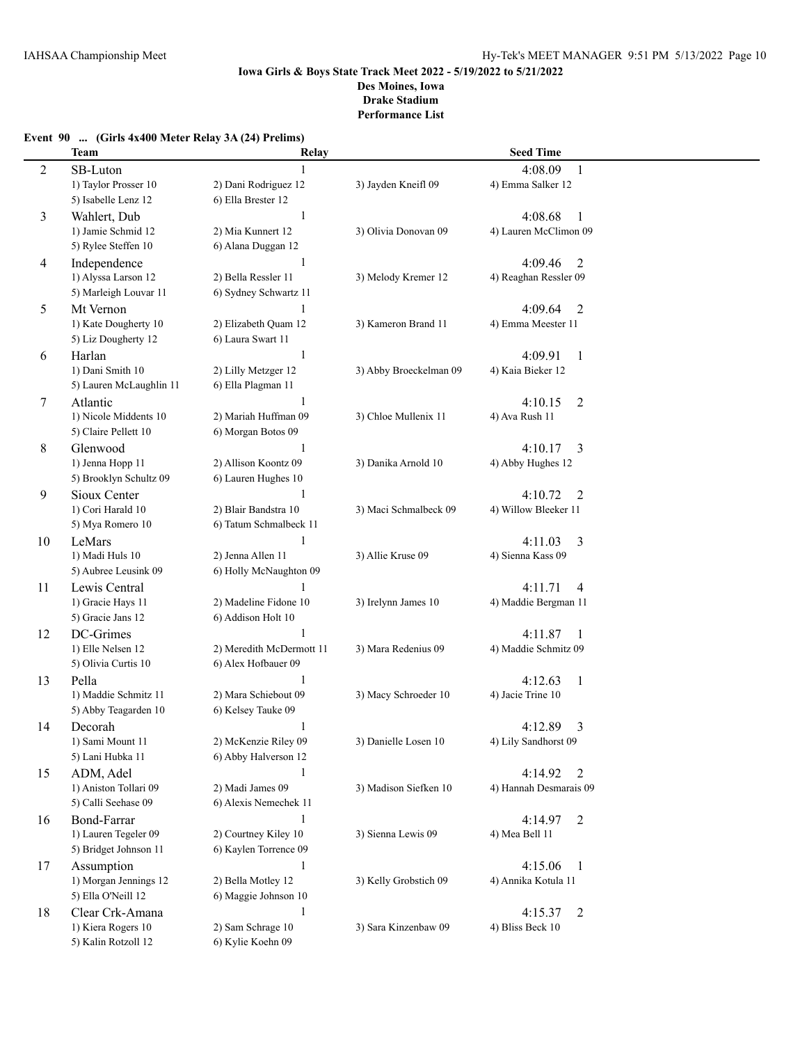**Iowa Girls & Boys State Track Meet 2022 - 5/19/2022 to 5/21/2022**
**Des Moines, Iowa**
**Drake Stadium**
**Performance List**

**Event 90 ... (Girls 4x400 Meter Relay 3A (24) Prelims)**

| | Team | Relay | | Seed Time |
|---|---|---|---|---|
| 2 | SB-Luton | 1 | | 4:08.09 1 |
| | 1) Taylor Prosser 10 | 2) Dani Rodriguez 12 | 3) Jayden Kneifl 09 | 4) Emma Salker 12 |
| | 5) Isabelle Lenz 12 | 6) Ella Brester 12 | | |
| 3 | Wahlert, Dub | 1 | | 4:08.68 1 |
| | 1) Jamie Schmid 12 | 2) Mia Kunnert 12 | 3) Olivia Donovan 09 | 4) Lauren McClimon 09 |
| | 5) Rylee Steffen 10 | 6) Alana Duggan 12 | | |
| 4 | Independence | 1 | | 4:09.46 2 |
| | 1) Alyssa Larson 12 | 2) Bella Ressler 11 | 3) Melody Kremer 12 | 4) Reaghan Ressler 09 |
| | 5) Marleigh Louvar 11 | 6) Sydney Schwartz 11 | | |
| 5 | Mt Vernon | 1 | | 4:09.64 2 |
| | 1) Kate Dougherty 10 | 2) Elizabeth Quam 12 | 3) Kameron Brand 11 | 4) Emma Meester 11 |
| | 5) Liz Dougherty 12 | 6) Laura Swart 11 | | |
| 6 | Harlan | 1 | | 4:09.91 1 |
| | 1) Dani Smith 10 | 2) Lilly Metzger 12 | 3) Abby Broeckelman 09 | 4) Kaia Bieker 12 |
| | 5) Lauren McLaughlin 11 | 6) Ella Plagman 11 | | |
| 7 | Atlantic | 1 | | 4:10.15 2 |
| | 1) Nicole Middents 10 | 2) Mariah Huffman 09 | 3) Chloe Mullenix 11 | 4) Ava Rush 11 |
| | 5) Claire Pellett 10 | 6) Morgan Botos 09 | | |
| 8 | Glenwood | 1 | | 4:10.17 3 |
| | 1) Jenna Hopp 11 | 2) Allison Koontz 09 | 3) Danika Arnold 10 | 4) Abby Hughes 12 |
| | 5) Brooklyn Schultz 09 | 6) Lauren Hughes 10 | | |
| 9 | Sioux Center | 1 | | 4:10.72 2 |
| | 1) Cori Harald 10 | 2) Blair Bandstra 10 | 3) Maci Schmalbeck 09 | 4) Willow Bleeker 11 |
| | 5) Mya Romero 10 | 6) Tatum Schmalbeck 11 | | |
| 10 | LeMars | 1 | | 4:11.03 3 |
| | 1) Madi Huls 10 | 2) Jenna Allen 11 | 3) Allie Kruse 09 | 4) Sienna Kass 09 |
| | 5) Aubree Leusink 09 | 6) Holly McNaughton 09 | | |
| 11 | Lewis Central | 1 | | 4:11.71 4 |
| | 1) Gracie Hays 11 | 2) Madeline Fidone 10 | 3) Irelynn James 10 | 4) Maddie Bergman 11 |
| | 5) Gracie Jans 12 | 6) Addison Holt 10 | | |
| 12 | DC-Grimes | 1 | | 4:11.87 1 |
| | 1) Elle Nelsen 12 | 2) Meredith McDermott 11 | 3) Mara Redenius 09 | 4) Maddie Schmitz 09 |
| | 5) Olivia Curtis 10 | 6) Alex Hofbauer 09 | | |
| 13 | Pella | 1 | | 4:12.63 1 |
| | 1) Maddie Schmitz 11 | 2) Mara Schiebout 09 | 3) Macy Schroeder 10 | 4) Jacie Trine 10 |
| | 5) Abby Teagarden 10 | 6) Kelsey Tauke 09 | | |
| 14 | Decorah | 1 | | 4:12.89 3 |
| | 1) Sami Mount 11 | 2) McKenzie Riley 09 | 3) Danielle Losen 10 | 4) Lily Sandhorst 09 |
| | 5) Lani Hubka 11 | 6) Abby Halverson 12 | | |
| 15 | ADM, Adel | 1 | | 4:14.92 2 |
| | 1) Aniston Tollari 09 | 2) Madi James 09 | 3) Madison Siefken 10 | 4) Hannah Desmarais 09 |
| | 5) Calli Seehase 09 | 6) Alexis Nemechek 11 | | |
| 16 | Bond-Farrar | 1 | | 4:14.97 2 |
| | 1) Lauren Tegeler 09 | 2) Courtney Kiley 10 | 3) Sienna Lewis 09 | 4) Mea Bell 11 |
| | 5) Bridget Johnson 11 | 6) Kaylen Torrence 09 | | |
| 17 | Assumption | 1 | | 4:15.06 1 |
| | 1) Morgan Jennings 12 | 2) Bella Motley 12 | 3) Kelly Grobstich 09 | 4) Annika Kotula 11 |
| | 5) Ella O'Neill 12 | 6) Maggie Johnson 10 | | |
| 18 | Clear Crk-Amana | 1 | | 4:15.37 2 |
| | 1) Kiera Rogers 10 | 2) Sam Schrage 10 | 3) Sara Kinzenbaw 09 | 4) Bliss Beck 10 |
| | 5) Kalin Rotzoll 12 | 6) Kylie Koehn 09 | | |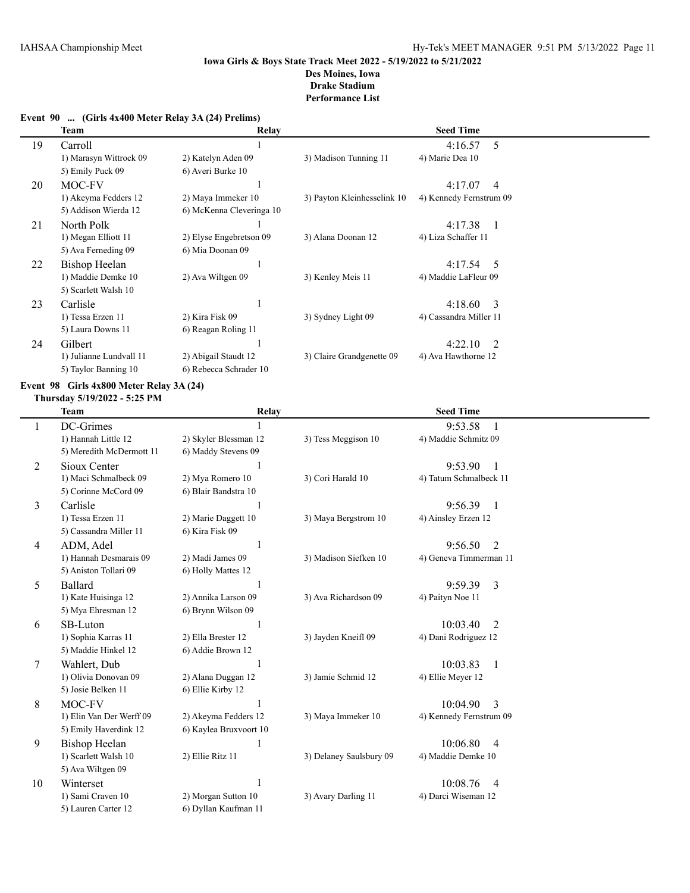**Iowa Girls & Boys State Track Meet 2022 - 5/19/2022 to 5/21/2022**
**Des Moines, Iowa**
**Drake Stadium**
**Performance List**

### Event 90 ... (Girls 4x400 Meter Relay 3A (24) Prelims)

| | Team | Relay | | Seed Time |
|---|---|---|---|---|
| 19 | Carroll | 1 | | 4:16.57 5 |
| | 1) Marasyn Wittrock 09 | 2) Katelyn Aden 09 | 3) Madison Tunning 11 | 4) Marie Dea 10 |
| | 5) Emily Puck 09 | 6) Averi Burke 10 | | |
| 20 | MOC-FV | 1 | | 4:17.07 4 |
| | 1) Akeyma Fedders 12 | 2) Maya Immeker 10 | 3) Payton Kleinhesselink 10 | 4) Kennedy Fernstrum 09 |
| | 5) Addison Wierda 12 | 6) McKenna Cleveringa 10 | | |
| 21 | North Polk | 1 | | 4:17.38 1 |
| | 1) Megan Elliott 11 | 2) Elyse Engebretson 09 | 3) Alana Doonan 12 | 4) Liza Schaffer 11 |
| | 5) Ava Ferneding 09 | 6) Mia Doonan 09 | | |
| 22 | Bishop Heelan | 1 | | 4:17.54 5 |
| | 1) Maddie Demke 10 | 2) Ava Wiltgen 09 | 3) Kenley Meis 11 | 4) Maddie LaFleur 09 |
| | 5) Scarlett Walsh 10 | | | |
| 23 | Carlisle | 1 | | 4:18.60 3 |
| | 1) Tessa Erzen 11 | 2) Kira Fisk 09 | 3) Sydney Light 09 | 4) Cassandra Miller 11 |
| | 5) Laura Downs 11 | 6) Reagan Roling 11 | | |
| 24 | Gilbert | 1 | | 4:22.10 2 |
| | 1) Julianne Lundvall 11 | 2) Abigail Staudt 12 | 3) Claire Grandgenette 09 | 4) Ava Hawthorne 12 |
| | 5) Taylor Banning 10 | 6) Rebecca Schrader 10 | | |

### Event 98 Girls 4x800 Meter Relay 3A (24)

**Thursday 5/19/2022 - 5:25 PM**

| | Team | Relay | | Seed Time |
|---|---|---|---|---|
| 1 | DC-Grimes | 1 | | 9:53.58 1 |
| | 1) Hannah Little 12 | 2) Skyler Blessman 12 | 3) Tess Meggison 10 | 4) Maddie Schmitz 09 |
| | 5) Meredith McDermott 11 | 6) Maddy Stevens 09 | | |
| 2 | Sioux Center | 1 | | 9:53.90 1 |
| | 1) Maci Schmalbeck 09 | 2) Mya Romero 10 | 3) Cori Harald 10 | 4) Tatum Schmalbeck 11 |
| | 5) Corinne McCord 09 | 6) Blair Bandstra 10 | | |
| 3 | Carlisle | 1 | | 9:56.39 1 |
| | 1) Tessa Erzen 11 | 2) Marie Daggett 10 | 3) Maya Bergstrom 10 | 4) Ainsley Erzen 12 |
| | 5) Cassandra Miller 11 | 6) Kira Fisk 09 | | |
| 4 | ADM, Adel | 1 | | 9:56.50 2 |
| | 1) Hannah Desmarais 09 | 2) Madi James 09 | 3) Madison Siefken 10 | 4) Geneva Timmerman 11 |
| | 5) Aniston Tollari 09 | 6) Holly Mattes 12 | | |
| 5 | Ballard | 1 | | 9:59.39 3 |
| | 1) Kate Huisinga 12 | 2) Annika Larson 09 | 3) Ava Richardson 09 | 4) Paityn Noe 11 |
| | 5) Mya Ehresman 12 | 6) Brynn Wilson 09 | | |
| 6 | SB-Luton | 1 | | 10:03.40 2 |
| | 1) Sophia Karras 11 | 2) Ella Brester 12 | 3) Jayden Kneifl 09 | 4) Dani Rodriguez 12 |
| | 5) Maddie Hinkel 12 | 6) Addie Brown 12 | | |
| 7 | Wahlert, Dub | 1 | | 10:03.83 1 |
| | 1) Olivia Donovan 09 | 2) Alana Duggan 12 | 3) Jamie Schmid 12 | 4) Ellie Meyer 12 |
| | 5) Josie Belken 11 | 6) Ellie Kirby 12 | | |
| 8 | MOC-FV | 1 | | 10:04.90 3 |
| | 1) Elin Van Der Werff 09 | 2) Akeyma Fedders 12 | 3) Maya Immeker 10 | 4) Kennedy Fernstrum 09 |
| | 5) Emily Haverdink 12 | 6) Kaylea Bruxvoort 10 | | |
| 9 | Bishop Heelan | 1 | | 10:06.80 4 |
| | 1) Scarlett Walsh 10 | 2) Ellie Ritz 11 | 3) Delaney Saulsbury 09 | 4) Maddie Demke 10 |
| | 5) Ava Wiltgen 09 | | | |
| 10 | Winterset | 1 | | 10:08.76 4 |
| | 1) Sami Craven 10 | 2) Morgan Sutton 10 | 3) Avary Darling 11 | 4) Darci Wiseman 12 |
| | 5) Lauren Carter 12 | 6) Dyllan Kaufman 11 | | |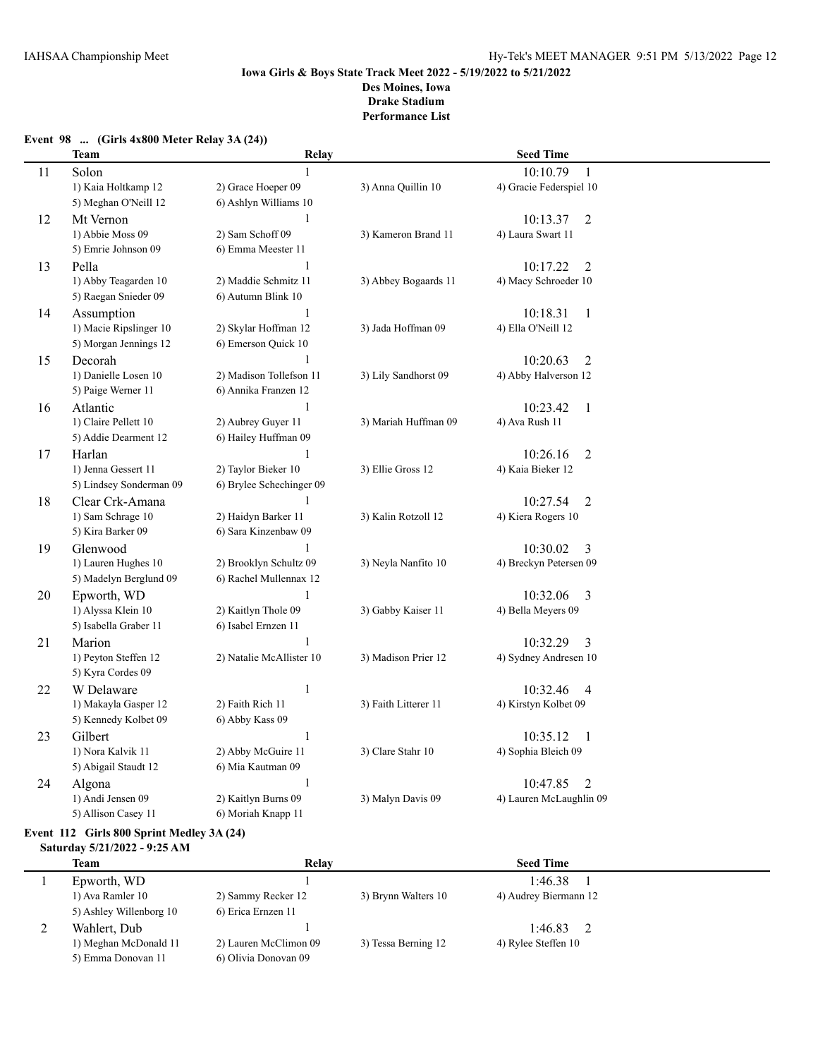**Iowa Girls & Boys State Track Meet 2022 - 5/19/2022 to 5/21/2022**
**Des Moines, Iowa**
**Drake Stadium**
**Performance List**

### Event 98 ... (Girls 4x800 Meter Relay 3A (24))

| | Team | Relay | | Seed Time |
|---|---|---|---|---|
| 11 | Solon | 1 | | 10:10.79 1 |
| | 1) Kaia Holtkamp 12 | 2) Grace Hoeper 09 | 3) Anna Quillin 10 | 4) Gracie Federspiel 10 |
| | 5) Meghan O'Neill 12 | 6) Ashlyn Williams 10 | | |
| 12 | Mt Vernon | 1 | | 10:13.37 2 |
| | 1) Abbie Moss 09 | 2) Sam Schoff 09 | 3) Kameron Brand 11 | 4) Laura Swart 11 |
| | 5) Emrie Johnson 09 | 6) Emma Meester 11 | | |
| 13 | Pella | 1 | | 10:17.22 2 |
| | 1) Abby Teagarden 10 | 2) Maddie Schmitz 11 | 3) Abbey Bogaards 11 | 4) Macy Schroeder 10 |
| | 5) Raegan Snieder 09 | 6) Autumn Blink 10 | | |
| 14 | Assumption | 1 | | 10:18.31 1 |
| | 1) Macie Ripslinger 10 | 2) Skylar Hoffman 12 | 3) Jada Hoffman 09 | 4) Ella O'Neill 12 |
| | 5) Morgan Jennings 12 | 6) Emerson Quick 10 | | |
| 15 | Decorah | 1 | | 10:20.63 2 |
| | 1) Danielle Losen 10 | 2) Madison Tollefson 11 | 3) Lily Sandhorst 09 | 4) Abby Halverson 12 |
| | 5) Paige Werner 11 | 6) Annika Franzen 12 | | |
| 16 | Atlantic | 1 | | 10:23.42 1 |
| | 1) Claire Pellett 10 | 2) Aubrey Guyer 11 | 3) Mariah Huffman 09 | 4) Ava Rush 11 |
| | 5) Addie Dearment 12 | 6) Hailey Huffman 09 | | |
| 17 | Harlan | 1 | | 10:26.16 2 |
| | 1) Jenna Gessert 11 | 2) Taylor Bieker 10 | 3) Ellie Gross 12 | 4) Kaia Bieker 12 |
| | 5) Lindsey Sonderman 09 | 6) Brylee Schechinger 09 | | |
| 18 | Clear Crk-Amana | 1 | | 10:27.54 2 |
| | 1) Sam Schrage 10 | 2) Haidyn Barker 11 | 3) Kalin Rotzoll 12 | 4) Kiera Rogers 10 |
| | 5) Kira Barker 09 | 6) Sara Kinzenbaw 09 | | |
| 19 | Glenwood | 1 | | 10:30.02 3 |
| | 1) Lauren Hughes 10 | 2) Brooklyn Schultz 09 | 3) Neyla Nanfito 10 | 4) Breckyn Petersen 09 |
| | 5) Madelyn Berglund 09 | 6) Rachel Mullennax 12 | | |
| 20 | Epworth, WD | 1 | | 10:32.06 3 |
| | 1) Alyssa Klein 10 | 2) Kaitlyn Thole 09 | 3) Gabby Kaiser 11 | 4) Bella Meyers 09 |
| | 5) Isabella Graber 11 | 6) Isabel Ernzen 11 | | |
| 21 | Marion | 1 | | 10:32.29 3 |
| | 1) Peyton Steffen 12 | 2) Natalie McAllister 10 | 3) Madison Prier 12 | 4) Sydney Andresen 10 |
| | 5) Kyra Cordes 09 | | | |
| 22 | W Delaware | 1 | | 10:32.46 4 |
| | 1) Makayla Gasper 12 | 2) Faith Rich 11 | 3) Faith Litterer 11 | 4) Kirstyn Kolbet 09 |
| | 5) Kennedy Kolbet 09 | 6) Abby Kass 09 | | |
| 23 | Gilbert | 1 | | 10:35.12 1 |
| | 1) Nora Kalvik 11 | 2) Abby McGuire 11 | 3) Clare Stahr 10 | 4) Sophia Bleich 09 |
| | 5) Abigail Staudt 12 | 6) Mia Kautman 09 | | |
| 24 | Algona | 1 | | 10:47.85 2 |
| | 1) Andi Jensen 09 | 2) Kaitlyn Burns 09 | 3) Malyn Davis 09 | 4) Lauren McLaughlin 09 |
| | 5) Allison Casey 11 | 6) Moriah Knapp 11 | | |

### Event 112 Girls 800 Sprint Medley 3A (24)

**Saturday 5/21/2022 - 9:25 AM**

| | Team | Relay | | Seed Time |
|---|---|---|---|---|
| 1 | Epworth, WD | 1 | | 1:46.38 1 |
| | 1) Ava Ramler 10 | 2) Sammy Recker 12 | 3) Brynn Walters 10 | 4) Audrey Biermann 12 |
| | 5) Ashley Willenborg 10 | 6) Erica Ernzen 11 | | |
| 2 | Wahlert, Dub | 1 | | 1:46.83 2 |
| | 1) Meghan McDonald 11 | 2) Lauren McClimon 09 | 3) Tessa Berning 12 | 4) Rylee Steffen 10 |
| | 5) Emma Donovan 11 | 6) Olivia Donovan 09 | | |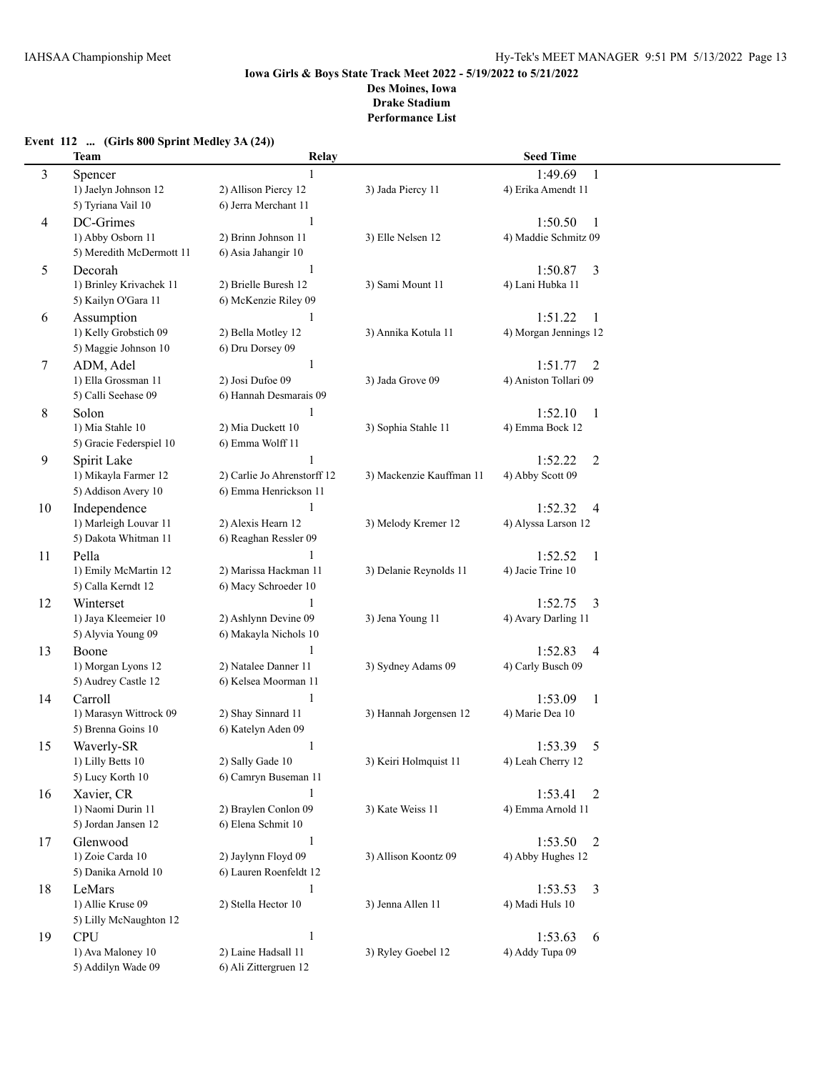**Iowa Girls & Boys State Track Meet 2022 - 5/19/2022 to 5/21/2022**
**Des Moines, Iowa**
**Drake Stadium**
**Performance List**

### Event 112 ... (Girls 800 Sprint Medley 3A (24))

| | Team | Relay | | Seed Time |
|---|---|---|---|---|
| 3 | Spencer | 1 | | 1:49.69 1 |
| | 1) Jaelyn Johnson 12 | 2) Allison Piercy 12 | 3) Jada Piercy 11 | 4) Erika Amendt 11 |
| | 5) Tyriana Vail 10 | 6) Jerra Merchant 11 | | |
| 4 | DC-Grimes | 1 | | 1:50.50 1 |
| | 1) Abby Osborn 11 | 2) Brinn Johnson 11 | 3) Elle Nelsen 12 | 4) Maddie Schmitz 09 |
| | 5) Meredith McDermott 11 | 6) Asia Jahangir 10 | | |
| 5 | Decorah | 1 | | 1:50.87 3 |
| | 1) Brinley Krivachek 11 | 2) Brielle Buresh 12 | 3) Sami Mount 11 | 4) Lani Hubka 11 |
| | 5) Kailyn O'Gara 11 | 6) McKenzie Riley 09 | | |
| 6 | Assumption | 1 | | 1:51.22 1 |
| | 1) Kelly Grobstich 09 | 2) Bella Motley 12 | 3) Annika Kotula 11 | 4) Morgan Jennings 12 |
| | 5) Maggie Johnson 10 | 6) Dru Dorsey 09 | | |
| 7 | ADM, Adel | 1 | | 1:51.77 2 |
| | 1) Ella Grossman 11 | 2) Josi Dufoe 09 | 3) Jada Grove 09 | 4) Aniston Tollari 09 |
| | 5) Calli Seehase 09 | 6) Hannah Desmarais 09 | | |
| 8 | Solon | 1 | | 1:52.10 1 |
| | 1) Mia Stahle 10 | 2) Mia Duckett 10 | 3) Sophia Stahle 11 | 4) Emma Bock 12 |
| | 5) Gracie Federspiel 10 | 6) Emma Wolff 11 | | |
| 9 | Spirit Lake | 1 | | 1:52.22 2 |
| | 1) Mikayla Farmer 12 | 2) Carlie Jo Ahrenstorff 12 | 3) Mackenzie Kauffman 11 | 4) Abby Scott 09 |
| | 5) Addison Avery 10 | 6) Emma Henrickson 11 | | |
| 10 | Independence | 1 | | 1:52.32 4 |
| | 1) Marleigh Louvar 11 | 2) Alexis Hearn 12 | 3) Melody Kremer 12 | 4) Alyssa Larson 12 |
| | 5) Dakota Whitman 11 | 6) Reaghan Ressler 09 | | |
| 11 | Pella | 1 | | 1:52.52 1 |
| | 1) Emily McMartin 12 | 2) Marissa Hackman 11 | 3) Delanie Reynolds 11 | 4) Jacie Trine 10 |
| | 5) Calla Kerndt 12 | 6) Macy Schroeder 10 | | |
| 12 | Winterset | 1 | | 1:52.75 3 |
| | 1) Jaya Kleemeier 10 | 2) Ashlynn Devine 09 | 3) Jena Young 11 | 4) Avary Darling 11 |
| | 5) Alyvia Young 09 | 6) Makayla Nichols 10 | | |
| 13 | Boone | 1 | | 1:52.83 4 |
| | 1) Morgan Lyons 12 | 2) Natalee Danner 11 | 3) Sydney Adams 09 | 4) Carly Busch 09 |
| | 5) Audrey Castle 12 | 6) Kelsea Moorman 11 | | |
| 14 | Carroll | 1 | | 1:53.09 1 |
| | 1) Marasyn Wittrock 09 | 2) Shay Sinnard 11 | 3) Hannah Jorgensen 12 | 4) Marie Dea 10 |
| | 5) Brenna Goins 10 | 6) Katelyn Aden 09 | | |
| 15 | Waverly-SR | 1 | | 1:53.39 5 |
| | 1) Lilly Betts 10 | 2) Sally Gade 10 | 3) Keiri Holmquist 11 | 4) Leah Cherry 12 |
| | 5) Lucy Korth 10 | 6) Camryn Buseman 11 | | |
| 16 | Xavier, CR | 1 | | 1:53.41 2 |
| | 1) Naomi Durin 11 | 2) Braylen Conlon 09 | 3) Kate Weiss 11 | 4) Emma Arnold 11 |
| | 5) Jordan Jansen 12 | 6) Elena Schmit 10 | | |
| 17 | Glenwood | 1 | | 1:53.50 2 |
| | 1) Zoie Carda 10 | 2) Jaylynn Floyd 09 | 3) Allison Koontz 09 | 4) Abby Hughes 12 |
| | 5) Danika Arnold 10 | 6) Lauren Roenfeldt 12 | | |
| 18 | LeMars | 1 | | 1:53.53 3 |
| | 1) Allie Kruse 09 | 2) Stella Hector 10 | 3) Jenna Allen 11 | 4) Madi Huls 10 |
| | 5) Lilly McNaughton 12 | | | |
| 19 | CPU | 1 | | 1:53.63 6 |
| | 1) Ava Maloney 10 | 2) Laine Hadsall 11 | 3) Ryley Goebel 12 | 4) Addy Tupa 09 |
| | 5) Addilyn Wade 09 | 6) Ali Zittergruen 12 | | |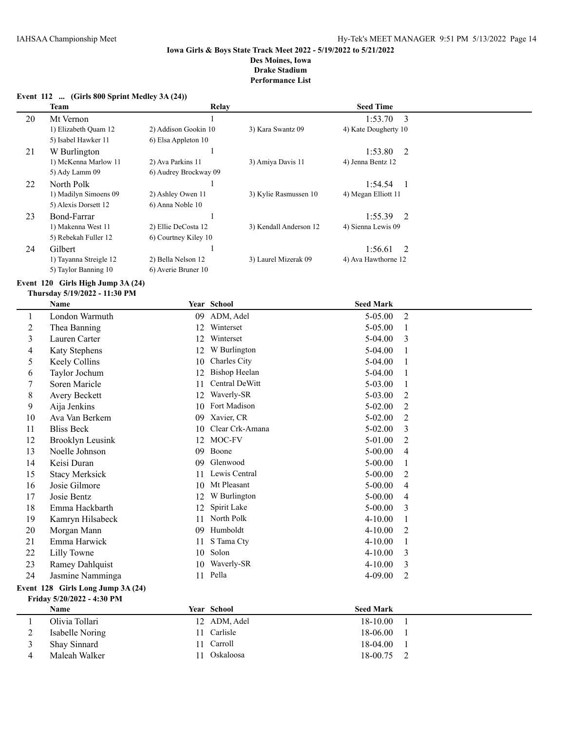**Iowa Girls & Boys State Track Meet 2022 - 5/19/2022 to 5/21/2022**
**Des Moines, Iowa**
**Drake Stadium**
**Performance List**

### Event 112 ... (Girls 800 Sprint Medley 3A (24))

| | Team | | Relay | | Seed Time | |
|---|---|---|---|---|---|---|
| 20 | Mt Vernon | | 1 | | 1:53.70 | 3 |
| | 1) Elizabeth Quam 12 | 2) Addison Gookin 10 | 3) Kara Swantz 09 | 4) Kate Dougherty 10 | | |
| | 5) Isabel Hawker 11 | 6) Elsa Appleton 10 | | | | |
| 21 | W Burlington | | 1 | | 1:53.80 | 2 |
| | 1) McKenna Marlow 11 | 2) Ava Parkins 11 | 3) Amiya Davis 11 | 4) Jenna Bentz 12 | | |
| | 5) Ady Lamm 09 | 6) Audrey Brockway 09 | | | | |
| 22 | North Polk | | 1 | | 1:54.54 | 1 |
| | 1) Madilyn Simoens 09 | 2) Ashley Owen 11 | 3) Kylie Rasmussen 10 | 4) Megan Elliott 11 | | |
| | 5) Alexis Dorsett 12 | 6) Anna Noble 10 | | | | |
| 23 | Bond-Farrar | | 1 | | 1:55.39 | 2 |
| | 1) Makenna West 11 | 2) Ellie DeCosta 12 | 3) Kendall Anderson 12 | 4) Sienna Lewis 09 | | |
| | 5) Rebekah Fuller 12 | 6) Courtney Kiley 10 | | | | |
| 24 | Gilbert | | 1 | | 1:56.61 | 2 |
| | 1) Tayanna Streigle 12 | 2) Bella Nelson 12 | 3) Laurel Mizerak 09 | 4) Ava Hawthorne 12 | | |
| | 5) Taylor Banning 10 | 6) Averie Bruner 10 | | | | |

### Event 120 Girls High Jump 3A (24)
**Thursday 5/19/2022 - 11:30 PM**

| | Name | Year | School | Seed Mark | |
|---|---|---|---|---|---|
| 1 | London Warmuth | 09 | ADM, Adel | 5-05.00 | 2 |
| 2 | Thea Banning | 12 | Winterset | 5-05.00 | 1 |
| 3 | Lauren Carter | 12 | Winterset | 5-04.00 | 3 |
| 4 | Katy Stephens | 12 | W Burlington | 5-04.00 | 1 |
| 5 | Keely Collins | 10 | Charles City | 5-04.00 | 1 |
| 6 | Taylor Jochum | 12 | Bishop Heelan | 5-04.00 | 1 |
| 7 | Soren Maricle | 11 | Central DeWitt | 5-03.00 | 1 |
| 8 | Avery Beckett | 12 | Waverly-SR | 5-03.00 | 2 |
| 9 | Aija Jenkins | 10 | Fort Madison | 5-02.00 | 2 |
| 10 | Ava Van Berkem | 09 | Xavier, CR | 5-02.00 | 2 |
| 11 | Bliss Beck | 10 | Clear Crk-Amana | 5-02.00 | 3 |
| 12 | Brooklyn Leusink | 12 | MOC-FV | 5-01.00 | 2 |
| 13 | Noelle Johnson | 09 | Boone | 5-00.00 | 4 |
| 14 | Keisi Duran | 09 | Glenwood | 5-00.00 | 1 |
| 15 | Stacy Merksick | 11 | Lewis Central | 5-00.00 | 2 |
| 16 | Josie Gilmore | 10 | Mt Pleasant | 5-00.00 | 4 |
| 17 | Josie Bentz | 12 | W Burlington | 5-00.00 | 4 |
| 18 | Emma Hackbarth | 12 | Spirit Lake | 5-00.00 | 3 |
| 19 | Kamryn Hilsabeck | 11 | North Polk | 4-10.00 | 1 |
| 20 | Morgan Mann | 09 | Humboldt | 4-10.00 | 2 |
| 21 | Emma Harwick | 11 | S Tama Cty | 4-10.00 | 1 |
| 22 | Lilly Towne | 10 | Solon | 4-10.00 | 3 |
| 23 | Ramey Dahlquist | 10 | Waverly-SR | 4-10.00 | 3 |
| 24 | Jasmine Namminga | 11 | Pella | 4-09.00 | 2 |

### Event 128 Girls Long Jump 3A (24)
**Friday 5/20/2022 - 4:30 PM**

| | Name | Year | School | Seed Mark | |
|---|---|---|---|---|---|
| 1 | Olivia Tollari | 12 | ADM, Adel | 18-10.00 | 1 |
| 2 | Isabelle Noring | 11 | Carlisle | 18-06.00 | 1 |
| 3 | Shay Sinnard | 11 | Carroll | 18-04.00 | 1 |
| 4 | Maleah Walker | 11 | Oskaloosa | 18-00.75 | 2 |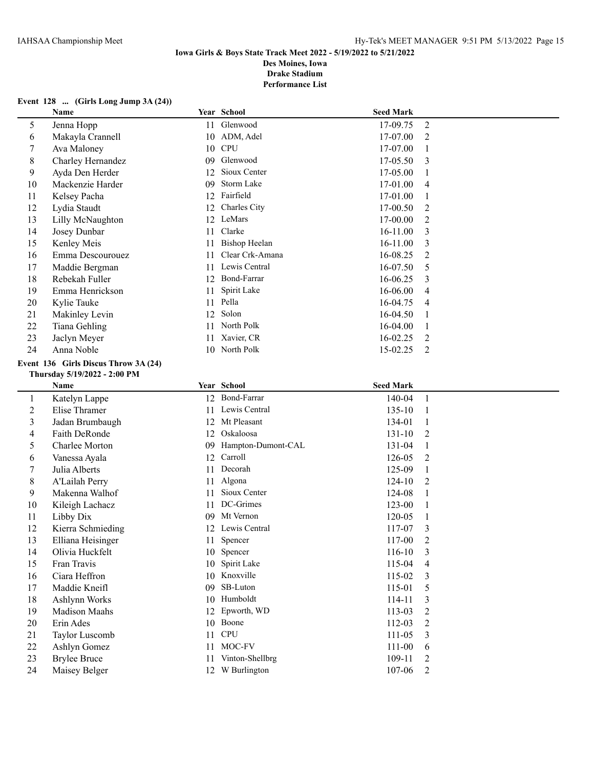**Iowa Girls & Boys State Track Meet 2022 - 5/19/2022 to 5/21/2022**
**Des Moines, Iowa**
**Drake Stadium**
**Performance List**

### Event 128 ... (Girls Long Jump 3A (24))

| | Name | Year | School | Seed Mark | |
|---|---|---|---|---|---|
| 5 | Jenna Hopp | 11 | Glenwood | 17-09.75 | 2 |
| 6 | Makayla Crannell | 10 | ADM, Adel | 17-07.00 | 2 |
| 7 | Ava Maloney | 10 | CPU | 17-07.00 | 1 |
| 8 | Charley Hernandez | 09 | Glenwood | 17-05.50 | 3 |
| 9 | Ayda Den Herder | 12 | Sioux Center | 17-05.00 | 1 |
| 10 | Mackenzie Harder | 09 | Storm Lake | 17-01.00 | 4 |
| 11 | Kelsey Pacha | 12 | Fairfield | 17-01.00 | 1 |
| 12 | Lydia Staudt | 12 | Charles City | 17-00.50 | 2 |
| 13 | Lilly McNaughton | 12 | LeMars | 17-00.00 | 2 |
| 14 | Josey Dunbar | 11 | Clarke | 16-11.00 | 3 |
| 15 | Kenley Meis | 11 | Bishop Heelan | 16-11.00 | 3 |
| 16 | Emma Descourouez | 11 | Clear Crk-Amana | 16-08.25 | 2 |
| 17 | Maddie Bergman | 11 | Lewis Central | 16-07.50 | 5 |
| 18 | Rebekah Fuller | 12 | Bond-Farrar | 16-06.25 | 3 |
| 19 | Emma Henrickson | 11 | Spirit Lake | 16-06.00 | 4 |
| 20 | Kylie Tauke | 11 | Pella | 16-04.75 | 4 |
| 21 | Makinley Levin | 12 | Solon | 16-04.50 | 1 |
| 22 | Tiana Gehling | 11 | North Polk | 16-04.00 | 1 |
| 23 | Jaclyn Meyer | 11 | Xavier, CR | 16-02.25 | 2 |
| 24 | Anna Noble | 10 | North Polk | 15-02.25 | 2 |

### Event 136 Girls Discus Throw 3A (24)

**Thursday 5/19/2022 - 2:00 PM**

| | Name | Year | School | Seed Mark | |
|---|---|---|---|---|---|
| 1 | Katelyn Lappe | 12 | Bond-Farrar | 140-04 | 1 |
| 2 | Elise Thramer | 11 | Lewis Central | 135-10 | 1 |
| 3 | Jadan Brumbaugh | 12 | Mt Pleasant | 134-01 | 1 |
| 4 | Faith DeRonde | 12 | Oskaloosa | 131-10 | 2 |
| 5 | Charlee Morton | 09 | Hampton-Dumont-CAL | 131-04 | 1 |
| 6 | Vanessa Ayala | 12 | Carroll | 126-05 | 2 |
| 7 | Julia Alberts | 11 | Decorah | 125-09 | 1 |
| 8 | A'Lailah Perry | 11 | Algona | 124-10 | 2 |
| 9 | Makenna Walhof | 11 | Sioux Center | 124-08 | 1 |
| 10 | Kileigh Lachacz | 11 | DC-Grimes | 123-00 | 1 |
| 11 | Libby Dix | 09 | Mt Vernon | 120-05 | 1 |
| 12 | Kierra Schmieding | 12 | Lewis Central | 117-07 | 3 |
| 13 | Elliana Heisinger | 11 | Spencer | 117-00 | 2 |
| 14 | Olivia Huckfelt | 10 | Spencer | 116-10 | 3 |
| 15 | Fran Travis | 10 | Spirit Lake | 115-04 | 4 |
| 16 | Ciara Heffron | 10 | Knoxville | 115-02 | 3 |
| 17 | Maddie Kneifl | 09 | SB-Luton | 115-01 | 5 |
| 18 | Ashlynn Works | 10 | Humboldt | 114-11 | 3 |
| 19 | Madison Maahs | 12 | Epworth, WD | 113-03 | 2 |
| 20 | Erin Ades | 10 | Boone | 112-03 | 2 |
| 21 | Taylor Luscomb | 11 | CPU | 111-05 | 3 |
| 22 | Ashlyn Gomez | 11 | MOC-FV | 111-00 | 6 |
| 23 | Brylee Bruce | 11 | Vinton-Shellbrg | 109-11 | 2 |
| 24 | Maisey Belger | 12 | W Burlington | 107-06 | 2 |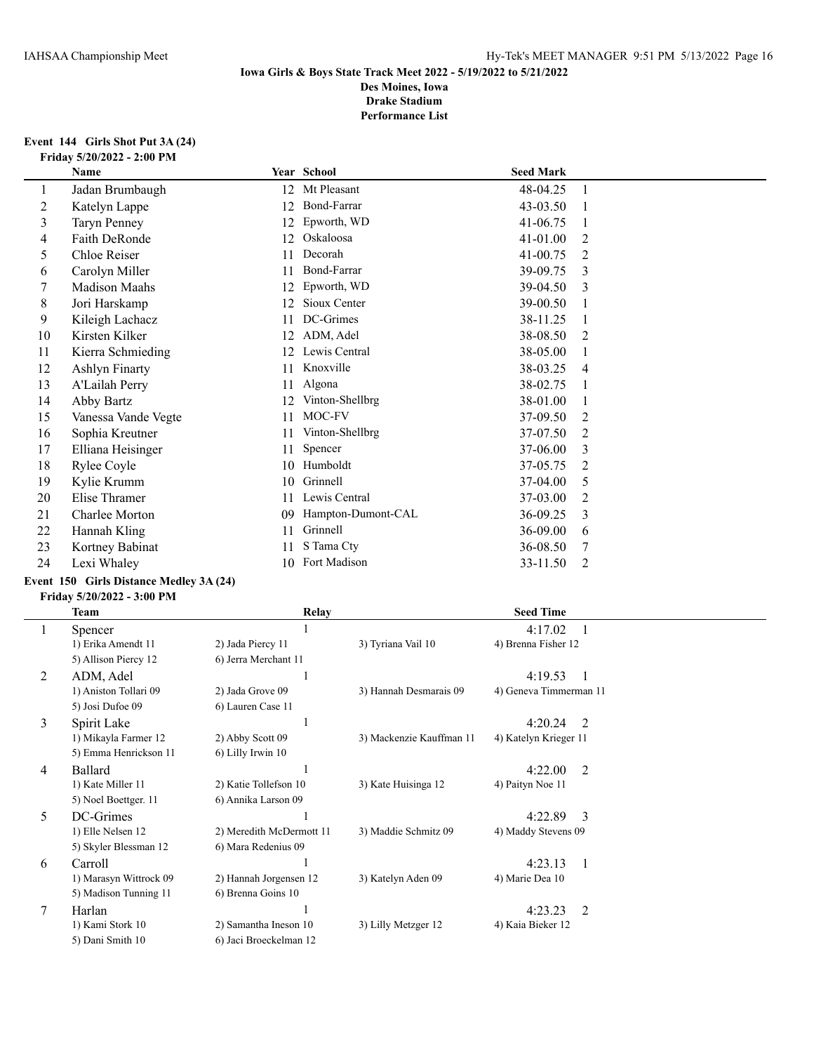**Iowa Girls & Boys State Track Meet 2022 - 5/19/2022 to 5/21/2022**
**Des Moines, Iowa**
**Drake Stadium**
**Performance List**

### Event 144 Girls Shot Put 3A (24)

**Friday 5/20/2022 - 2:00 PM**

| | Name | Year | School | Seed Mark | |
|---|---|---|---|---|---|
| 1 | Jadan Brumbaugh | 12 | Mt Pleasant | 48-04.25 | 1 |
| 2 | Katelyn Lappe | 12 | Bond-Farrar | 43-03.50 | 1 |
| 3 | Taryn Penney | 12 | Epworth, WD | 41-06.75 | 1 |
| 4 | Faith DeRonde | 12 | Oskaloosa | 41-01.00 | 2 |
| 5 | Chloe Reiser | 11 | Decorah | 41-00.75 | 2 |
| 6 | Carolyn Miller | 11 | Bond-Farrar | 39-09.75 | 3 |
| 7 | Madison Maahs | 12 | Epworth, WD | 39-04.50 | 3 |
| 8 | Jori Harskamp | 12 | Sioux Center | 39-00.50 | 1 |
| 9 | Kileigh Lachacz | 11 | DC-Grimes | 38-11.25 | 1 |
| 10 | Kirsten Kilker | 12 | ADM, Adel | 38-08.50 | 2 |
| 11 | Kierra Schmieding | 12 | Lewis Central | 38-05.00 | 1 |
| 12 | Ashlyn Finarty | 11 | Knoxville | 38-03.25 | 4 |
| 13 | A'Lailah Perry | 11 | Algona | 38-02.75 | 1 |
| 14 | Abby Bartz | 12 | Vinton-Shellbrg | 38-01.00 | 1 |
| 15 | Vanessa Vande Vegte | 11 | MOC-FV | 37-09.50 | 2 |
| 16 | Sophia Kreutner | 11 | Vinton-Shellbrg | 37-07.50 | 2 |
| 17 | Elliana Heisinger | 11 | Spencer | 37-06.00 | 3 |
| 18 | Rylee Coyle | 10 | Humboldt | 37-05.75 | 2 |
| 19 | Kylie Krumm | 10 | Grinnell | 37-04.00 | 5 |
| 20 | Elise Thramer | 11 | Lewis Central | 37-03.00 | 2 |
| 21 | Charlee Morton | 09 | Hampton-Dumont-CAL | 36-09.25 | 3 |
| 22 | Hannah Kling | 11 | Grinnell | 36-09.00 | 6 |
| 23 | Kortney Babinat | 11 | S Tama Cty | 36-08.50 | 7 |
| 24 | Lexi Whaley | 10 | Fort Madison | 33-11.50 | 2 |

### Event 150 Girls Distance Medley 3A (24)

**Friday 5/20/2022 - 3:00 PM**

| | Team | Relay | | Seed Time | |
|---|---|---|---|---|---|
| 1 | Spencer | 1 | | 4:17.02 | 1 |
| | 1) Erika Amendt 11 | 2) Jada Piercy 11 | 3) Tyriana Vail 10 | 4) Brenna Fisher 12 | |
| | 5) Allison Piercy 12 | 6) Jerra Merchant 11 | | | |
| 2 | ADM, Adel | 1 | | 4:19.53 | 1 |
| | 1) Aniston Tollari 09 | 2) Jada Grove 09 | 3) Hannah Desmarais 09 | 4) Geneva Timmerman 11 | |
| | 5) Josi Dufoe 09 | 6) Lauren Case 11 | | | |
| 3 | Spirit Lake | 1 | | 4:20.24 | 2 |
| | 1) Mikayla Farmer 12 | 2) Abby Scott 09 | 3) Mackenzie Kauffman 11 | 4) Katelyn Krieger 11 | |
| | 5) Emma Henrickson 11 | 6) Lilly Irwin 10 | | | |
| 4 | Ballard | 1 | | 4:22.00 | 2 |
| | 1) Kate Miller 11 | 2) Katie Tollefson 10 | 3) Kate Huisinga 12 | 4) Paityn Noe 11 | |
| | 5) Noel Boettger. 11 | 6) Annika Larson 09 | | | |
| 5 | DC-Grimes | 1 | | 4:22.89 | 3 |
| | 1) Elle Nelsen 12 | 2) Meredith McDermott 11 | 3) Maddie Schmitz 09 | 4) Maddy Stevens 09 | |
| | 5) Skyler Blessman 12 | 6) Mara Redenius 09 | | | |
| 6 | Carroll | 1 | | 4:23.13 | 1 |
| | 1) Marasyn Wittrock 09 | 2) Hannah Jorgensen 12 | 3) Katelyn Aden 09 | 4) Marie Dea 10 | |
| | 5) Madison Tunning 11 | 6) Brenna Goins 10 | | | |
| 7 | Harlan | 1 | | 4:23.23 | 2 |
| | 1) Kami Stork 10 | 2) Samantha Ineson 10 | 3) Lilly Metzger 12 | 4) Kaia Bieker 12 | |
| | 5) Dani Smith 10 | 6) Jaci Broeckelman 12 | | | |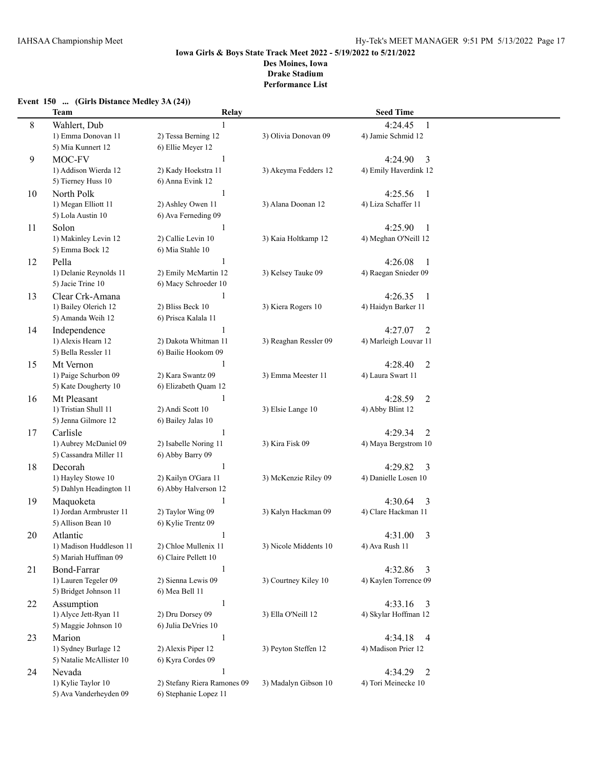**Iowa Girls & Boys State Track Meet 2022 - 5/19/2022 to 5/21/2022**
**Des Moines, Iowa**
**Drake Stadium**
**Performance List**

**Event 150 ... (Girls Distance Medley 3A (24))**

| | Team | Relay | | Seed Time |
|---|---|---|---|---|
| 8 | Wahlert, Dub | 1 | | 4:24.45 1 |
| | 1) Emma Donovan 11 | 2) Tessa Berning 12 | 3) Olivia Donovan 09 | 4) Jamie Schmid 12 |
| | 5) Mia Kunnert 12 | 6) Ellie Meyer 12 | | |
| 9 | MOC-FV | 1 | | 4:24.90 3 |
| | 1) Addison Wierda 12 | 2) Kady Hoekstra 11 | 3) Akeyma Fedders 12 | 4) Emily Haverdink 12 |
| | 5) Tierney Huss 10 | 6) Anna Evink 12 | | |
| 10 | North Polk | 1 | | 4:25.56 1 |
| | 1) Megan Elliott 11 | 2) Ashley Owen 11 | 3) Alana Doonan 12 | 4) Liza Schaffer 11 |
| | 5) Lola Austin 10 | 6) Ava Ferneding 09 | | |
| 11 | Solon | 1 | | 4:25.90 1 |
| | 1) Makinley Levin 12 | 2) Callie Levin 10 | 3) Kaia Holtkamp 12 | 4) Meghan O'Neill 12 |
| | 5) Emma Bock 12 | 6) Mia Stahle 10 | | |
| 12 | Pella | 1 | | 4:26.08 1 |
| | 1) Delanie Reynolds 11 | 2) Emily McMartin 12 | 3) Kelsey Tauke 09 | 4) Raegan Snieder 09 |
| | 5) Jacie Trine 10 | 6) Macy Schroeder 10 | | |
| 13 | Clear Crk-Amana | 1 | | 4:26.35 1 |
| | 1) Bailey Olerich 12 | 2) Bliss Beck 10 | 3) Kiera Rogers 10 | 4) Haidyn Barker 11 |
| | 5) Amanda Weih 12 | 6) Prisca Kalala 11 | | |
| 14 | Independence | 1 | | 4:27.07 2 |
| | 1) Alexis Hearn 12 | 2) Dakota Whitman 11 | 3) Reaghan Ressler 09 | 4) Marleigh Louvar 11 |
| | 5) Bella Ressler 11 | 6) Bailie Hookom 09 | | |
| 15 | Mt Vernon | 1 | | 4:28.40 2 |
| | 1) Paige Schurbon 09 | 2) Kara Swantz 09 | 3) Emma Meester 11 | 4) Laura Swart 11 |
| | 5) Kate Dougherty 10 | 6) Elizabeth Quam 12 | | |
| 16 | Mt Pleasant | 1 | | 4:28.59 2 |
| | 1) Tristian Shull 11 | 2) Andi Scott 10 | 3) Elsie Lange 10 | 4) Abby Blint 12 |
| | 5) Jenna Gilmore 12 | 6) Bailey Jalas 10 | | |
| 17 | Carlisle | 1 | | 4:29.34 2 |
| | 1) Aubrey McDaniel 09 | 2) Isabelle Noring 11 | 3) Kira Fisk 09 | 4) Maya Bergstrom 10 |
| | 5) Cassandra Miller 11 | 6) Abby Barry 09 | | |
| 18 | Decorah | 1 | | 4:29.82 3 |
| | 1) Hayley Stowe 10 | 2) Kailyn O'Gara 11 | 3) McKenzie Riley 09 | 4) Danielle Losen 10 |
| | 5) Dahlyn Headington 11 | 6) Abby Halverson 12 | | |
| 19 | Maquoketa | 1 | | 4:30.64 3 |
| | 1) Jordan Armbruster 11 | 2) Taylor Wing 09 | 3) Kalyn Hackman 09 | 4) Clare Hackman 11 |
| | 5) Allison Bean 10 | 6) Kylie Trentz 09 | | |
| 20 | Atlantic | 1 | | 4:31.00 3 |
| | 1) Madison Huddleson 11 | 2) Chloe Mullenix 11 | 3) Nicole Middents 10 | 4) Ava Rush 11 |
| | 5) Mariah Huffman 09 | 6) Claire Pellett 10 | | |
| 21 | Bond-Farrar | 1 | | 4:32.86 3 |
| | 1) Lauren Tegeler 09 | 2) Sienna Lewis 09 | 3) Courtney Kiley 10 | 4) Kaylen Torrence 09 |
| | 5) Bridget Johnson 11 | 6) Mea Bell 11 | | |
| 22 | Assumption | 1 | | 4:33.16 3 |
| | 1) Alyce Jett-Ryan 11 | 2) Dru Dorsey 09 | 3) Ella O'Neill 12 | 4) Skylar Hoffman 12 |
| | 5) Maggie Johnson 10 | 6) Julia DeVries 10 | | |
| 23 | Marion | 1 | | 4:34.18 4 |
| | 1) Sydney Burlage 12 | 2) Alexis Piper 12 | 3) Peyton Steffen 12 | 4) Madison Prier 12 |
| | 5) Natalie McAllister 10 | 6) Kyra Cordes 09 | | |
| 24 | Nevada | 1 | | 4:34.29 2 |
| | 1) Kylie Taylor 10 | 2) Stefany Riera Ramones 09 | 3) Madalyn Gibson 10 | 4) Tori Meinecke 10 |
| | 5) Ava Vanderheyden 09 | 6) Stephanie Lopez 11 | | |